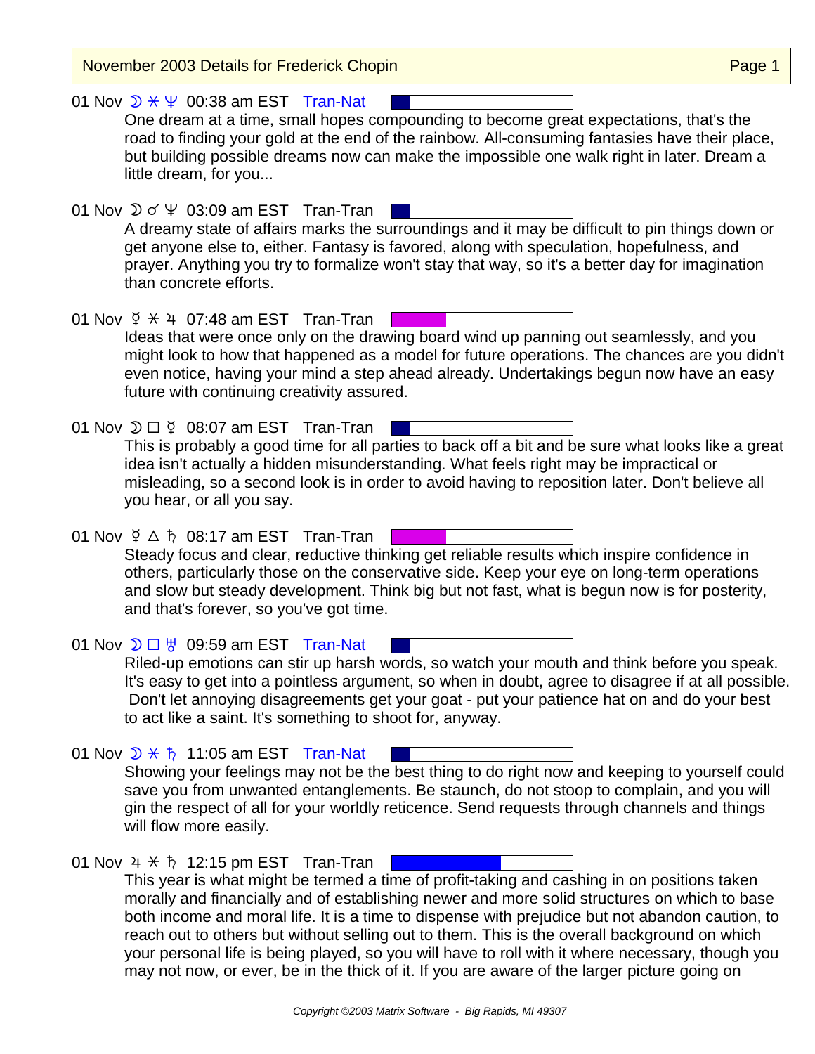# November 2003 Details for Frederick Chopin

01 Nov ☽ ⚹ ♆ 00:38 am EST Tran-Nat

One dream at a time, small hopes compounding to become great expectations, that's the road to finding your gold at the end of the rainbow. All-consuming fantasies have their place, but building possible dreams now can make the impossible one walk right in later. Dream a little dream, for you...

01 Nov ☽ ☌ ♆ 03:09 am EST Tran-Tran

A dreamy state of affairs marks the surroundings and it may be difficult to pin things down or get anyone else to, either. Fantasy is favored, along with speculation, hopefulness, and prayer. Anything you try to formalize won't stay that way, so it's a better day for imagination than concrete efforts.

01 Nov ☿ ⚹ ♃ 07:48 am EST Tran-Tran

Ideas that were once only on the drawing board wind up panning out seamlessly, and you might look to how that happened as a model for future operations. The chances are you didn't even notice, having your mind a step ahead already. Undertakings begun now have an easy future with continuing creativity assured.

01 Nov ☽ □ ☿ 08:07 am EST Tran-Tran

This is probably a good time for all parties to back off a bit and be sure what looks like a great idea isn't actually a hidden misunderstanding. What feels right may be impractical or misleading, so a second look is in order to avoid having to reposition later. Don't believe all you hear, or all you say.

01 Nov ☿ △ ♄ 08:17 am EST Tran-Tran

Steady focus and clear, reductive thinking get reliable results which inspire confidence in others, particularly those on the conservative side. Keep your eye on long-term operations and slow but steady development. Think big but not fast, what is begun now is for posterity, and that's forever, so you've got time.

01 Nov ☽ □ ♅ 09:59 am EST Tran-Nat

Riled-up emotions can stir up harsh words, so watch your mouth and think before you speak. It's easy to get into a pointless argument, so when in doubt, agree to disagree if at all possible. Don't let annoying disagreements get your goat - put your patience hat on and do your best to act like a saint. It's something to shoot for, anyway.

01 Nov ☽ ⚹ ♄ 11:05 am EST Tran-Nat

Showing your feelings may not be the best thing to do right now and keeping to yourself could save you from unwanted entanglements. Be staunch, do not stoop to complain, and you will gin the respect of all for your worldly reticence. Send requests through channels and things will flow more easily.

01 Nov ♃ ⚹ ♄ 12:15 pm EST Tran-Tran

This year is what might be termed a time of profit-taking and cashing in on positions taken morally and financially and of establishing newer and more solid structures on which to base both income and moral life. It is a time to dispense with prejudice but not abandon caution, to reach out to others but without selling out to them. This is the overall background on which your personal life is being played, so you will have to roll with it where necessary, though you may not now, or ever, be in the thick of it. If you are aware of the larger picture going on

*Copyright ©2003 Matrix Software - Big Rapids, MI 49307*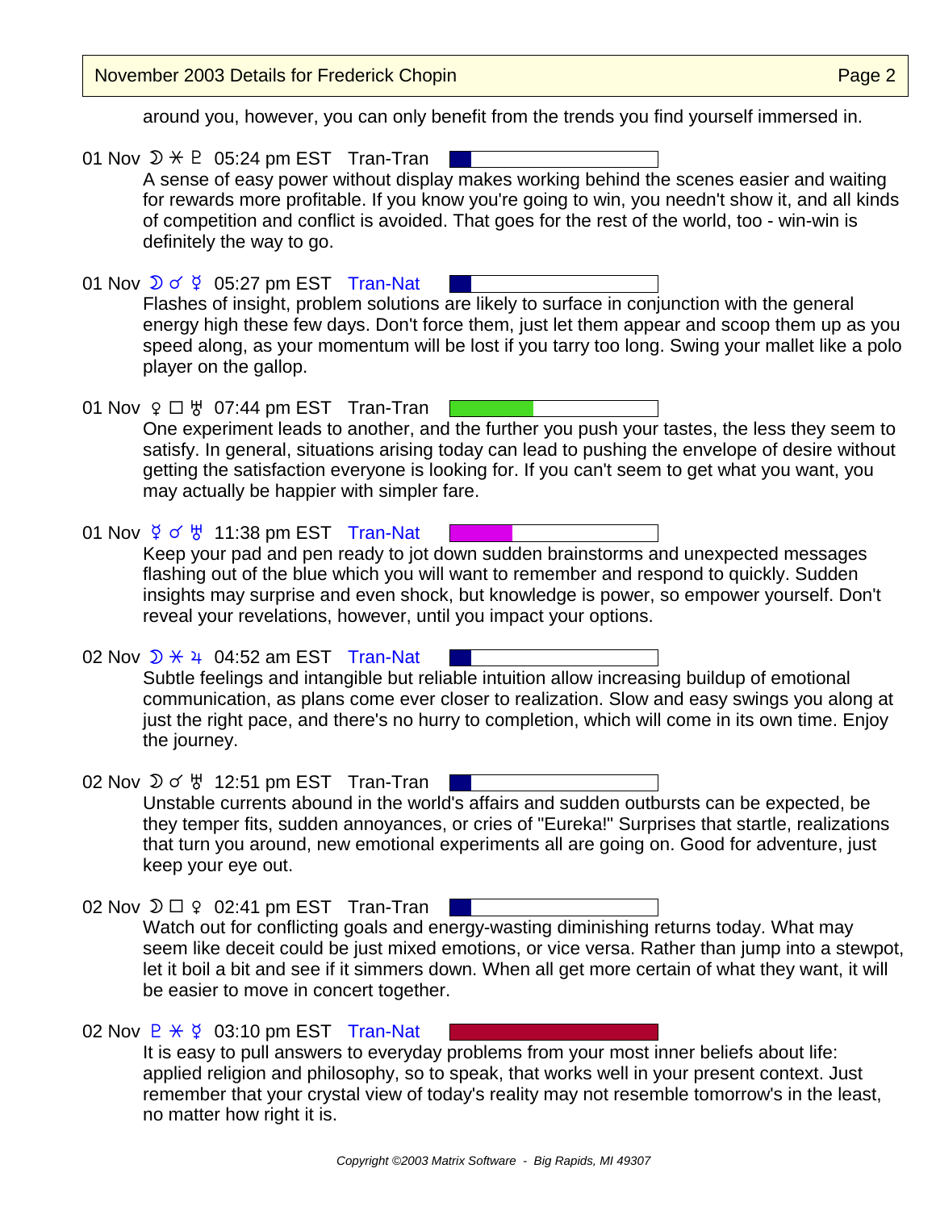around you, however, you can only benefit from the trends you find yourself immersed in.

01 Nov ☽ ⚹ ♇ 05:24 pm EST Tran-Tran

A sense of easy power without display makes working behind the scenes easier and waiting for rewards more profitable. If you know you're going to win, you needn't show it, and all kinds of competition and conflict is avoided. That goes for the rest of the world, too - win-win is definitely the way to go.

01 Nov ☽ ☌ ☿ 05:27 pm EST Tran-Nat

Flashes of insight, problem solutions are likely to surface in conjunction with the general energy high these few days. Don't force them, just let them appear and scoop them up as you speed along, as your momentum will be lost if you tarry too long. Swing your mallet like a polo player on the gallop.

01 Nov ♀ □ ♅ 07:44 pm EST Tran-Tran

One experiment leads to another, and the further you push your tastes, the less they seem to satisfy. In general, situations arising today can lead to pushing the envelope of desire without getting the satisfaction everyone is looking for. If you can't seem to get what you want, you may actually be happier with simpler fare.

01 Nov ☿ ☌ ♅ 11:38 pm EST Tran-Nat

Keep your pad and pen ready to jot down sudden brainstorms and unexpected messages flashing out of the blue which you will want to remember and respond to quickly. Sudden insights may surprise and even shock, but knowledge is power, so empower yourself. Don't reveal your revelations, however, until you impact your options.

02 Nov ☽ ⚹ ♃ 04:52 am EST Tran-Nat

Subtle feelings and intangible but reliable intuition allow increasing buildup of emotional communication, as plans come ever closer to realization. Slow and easy swings you along at just the right pace, and there's no hurry to completion, which will come in its own time. Enjoy the journey.

02 Nov ☽ ☌ ♅ 12:51 pm EST Tran-Tran

Unstable currents abound in the world's affairs and sudden outbursts can be expected, be they temper fits, sudden annoyances, or cries of "Eureka!" Surprises that startle, realizations that turn you around, new emotional experiments all are going on. Good for adventure, just keep your eye out.

02 Nov ☽ □ ♀ 02:41 pm EST Tran-Tran

Watch out for conflicting goals and energy-wasting diminishing returns today. What may seem like deceit could be just mixed emotions, or vice versa. Rather than jump into a stewpot, let it boil a bit and see if it simmers down. When all get more certain of what they want, it will be easier to move in concert together.

02 Nov ♇ ⚹ ☿ 03:10 pm EST Tran-Nat

It is easy to pull answers to everyday problems from your most inner beliefs about life: applied religion and philosophy, so to speak, that works well in your present context. Just remember that your crystal view of today's reality may not resemble tomorrow's in the least, no matter how right it is.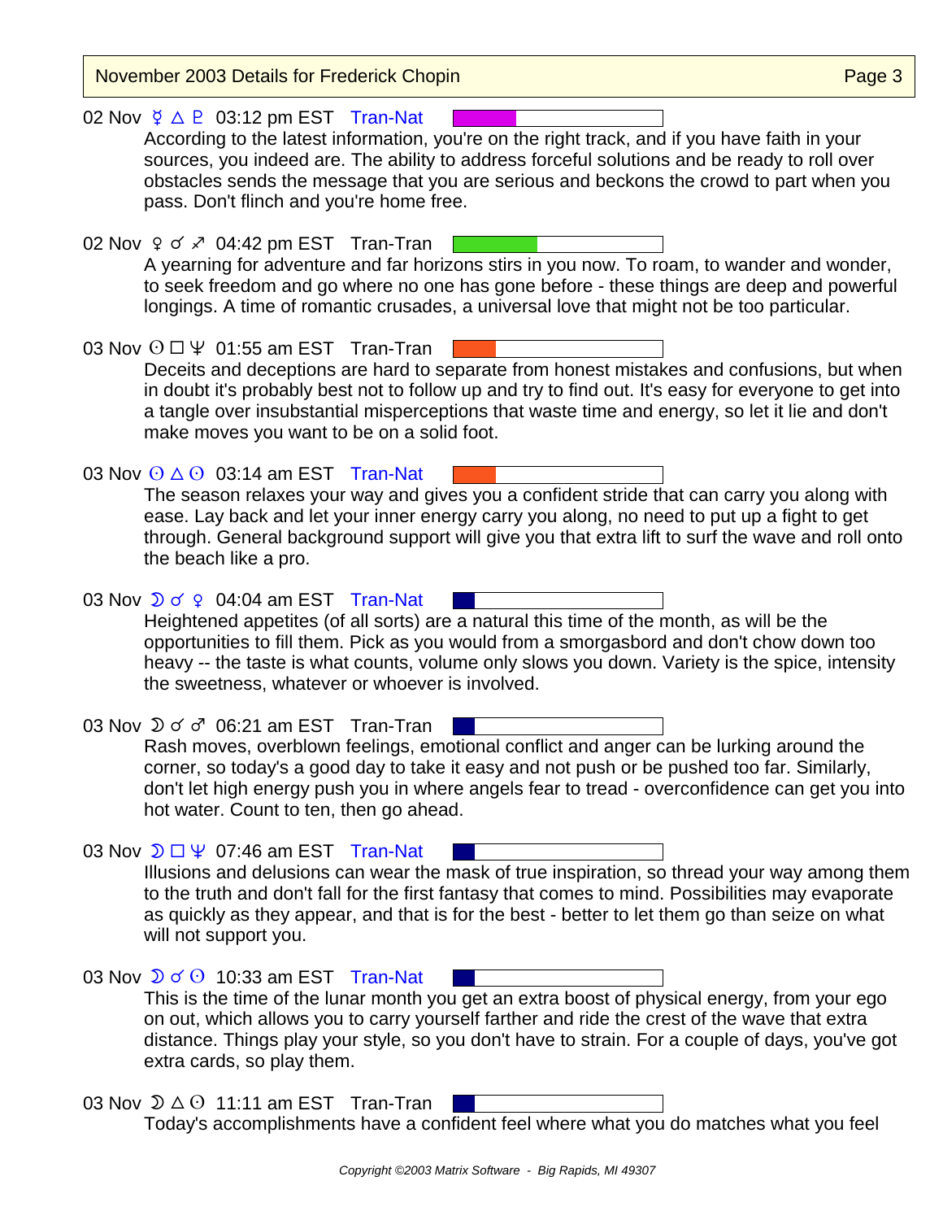02 Nov ☿ △ ♇ 03:12 pm EST Tran-Nat

According to the latest information, you're on the right track, and if you have faith in your sources, you indeed are. The ability to address forceful solutions and be ready to roll over obstacles sends the message that you are serious and beckons the crowd to part when you pass. Don't flinch and you're home free.

02 Nov ♀ ☌ ♐ 04:42 pm EST Tran-Tran

A yearning for adventure and far horizons stirs in you now. To roam, to wander and wonder, to seek freedom and go where no one has gone before - these things are deep and powerful longings. A time of romantic crusades, a universal love that might not be too particular.

03 Nov ☉ □ ♆ 01:55 am EST Tran-Tran

Deceits and deceptions are hard to separate from honest mistakes and confusions, but when in doubt it's probably best not to follow up and try to find out. It's easy for everyone to get into a tangle over insubstantial misperceptions that waste time and energy, so let it lie and don't make moves you want to be on a solid foot.

03 Nov ☉ △ ☉ 03:14 am EST Tran-Nat

The season relaxes your way and gives you a confident stride that can carry you along with ease. Lay back and let your inner energy carry you along, no need to put up a fight to get through. General background support will give you that extra lift to surf the wave and roll onto the beach like a pro.

03 Nov ☽ ☌ ♀ 04:04 am EST Tran-Nat

Heightened appetites (of all sorts) are a natural this time of the month, as will be the opportunities to fill them. Pick as you would from a smorgasbord and don't chow down too heavy -- the taste is what counts, volume only slows you down. Variety is the spice, intensity the sweetness, whatever or whoever is involved.

03 Nov ☽ ☌ ♂ 06:21 am EST Tran-Tran

Rash moves, overblown feelings, emotional conflict and anger can be lurking around the corner, so today's a good day to take it easy and not push or be pushed too far. Similarly, don't let high energy push you in where angels fear to tread - overconfidence can get you into hot water. Count to ten, then go ahead.

03 Nov ☽ □ ♆ 07:46 am EST Tran-Nat

Illusions and delusions can wear the mask of true inspiration, so thread your way among them to the truth and don't fall for the first fantasy that comes to mind. Possibilities may evaporate as quickly as they appear, and that is for the best - better to let them go than seize on what will not support you.

03 Nov ☽ ☌ ☉ 10:33 am EST Tran-Nat

This is the time of the lunar month you get an extra boost of physical energy, from your ego on out, which allows you to carry yourself farther and ride the crest of the wave that extra distance. Things play your style, so you don't have to strain. For a couple of days, you've got extra cards, so play them.

03 Nov ☽ △ ☉ 11:11 am EST Tran-Tran

Today's accomplishments have a confident feel where what you do matches what you feel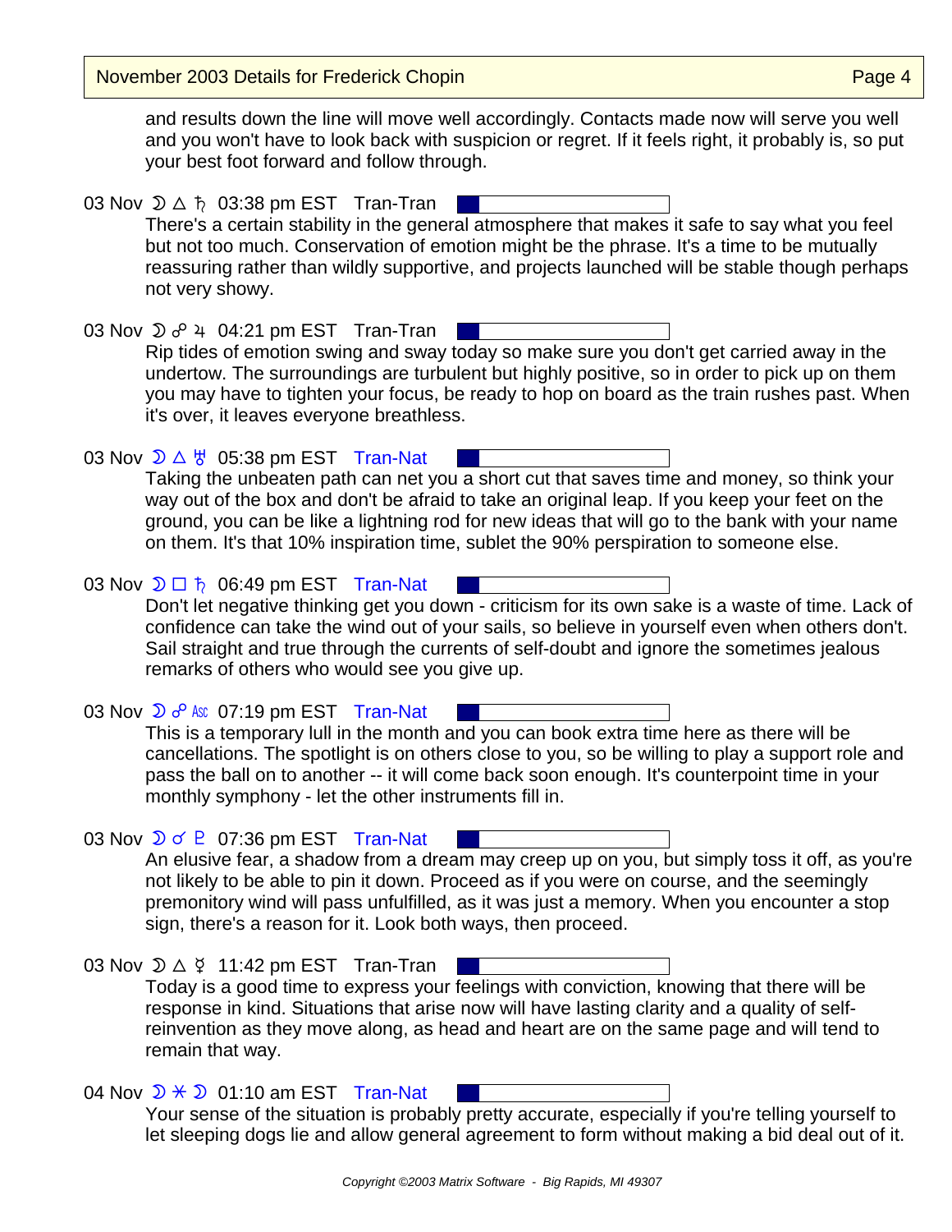and results down the line will move well accordingly. Contacts made now will serve you well and you won't have to look back with suspicion or regret. If it feels right, it probably is, so put your best foot forward and follow through.

03 Nov ☽ △ ♄ 03:38 pm EST Tran-Tran

There's a certain stability in the general atmosphere that makes it safe to say what you feel but not too much. Conservation of emotion might be the phrase. It's a time to be mutually reassuring rather than wildly supportive, and projects launched will be stable though perhaps not very showy.

03 Nov ☽ ☍ ♃ 04:21 pm EST Tran-Tran

Rip tides of emotion swing and sway today so make sure you don't get carried away in the undertow. The surroundings are turbulent but highly positive, so in order to pick up on them you may have to tighten your focus, be ready to hop on board as the train rushes past. When it's over, it leaves everyone breathless.

03 Nov ☽ △ ♅ 05:38 pm EST Tran-Nat

Taking the unbeaten path can net you a short cut that saves time and money, so think your way out of the box and don't be afraid to take an original leap. If you keep your feet on the ground, you can be like a lightning rod for new ideas that will go to the bank with your name on them. It's that 10% inspiration time, sublet the 90% perspiration to someone else.

03 Nov ☽ □ ♄ 06:49 pm EST Tran-Nat

Don't let negative thinking get you down - criticism for its own sake is a waste of time. Lack of confidence can take the wind out of your sails, so believe in yourself even when others don't. Sail straight and true through the currents of self-doubt and ignore the sometimes jealous remarks of others who would see you give up.

03 Nov ☽ ☍ Asc 07:19 pm EST Tran-Nat

This is a temporary lull in the month and you can book extra time here as there will be cancellations. The spotlight is on others close to you, so be willing to play a support role and pass the ball on to another -- it will come back soon enough. It's counterpoint time in your monthly symphony - let the other instruments fill in.

03 Nov ☽ ☌ ♇ 07:36 pm EST Tran-Nat

An elusive fear, a shadow from a dream may creep up on you, but simply toss it off, as you're not likely to be able to pin it down. Proceed as if you were on course, and the seemingly premonitory wind will pass unfulfilled, as it was just a memory. When you encounter a stop sign, there's a reason for it. Look both ways, then proceed.

03 Nov ☽ △ ☿ 11:42 pm EST Tran-Tran

Today is a good time to express your feelings with conviction, knowing that there will be response in kind. Situations that arise now will have lasting clarity and a quality of self-reinvention as they move along, as head and heart are on the same page and will tend to remain that way.

04 Nov ☽ ⚹ ☽ 01:10 am EST Tran-Nat

Your sense of the situation is probably pretty accurate, especially if you're telling yourself to let sleeping dogs lie and allow general agreement to form without making a bid deal out of it.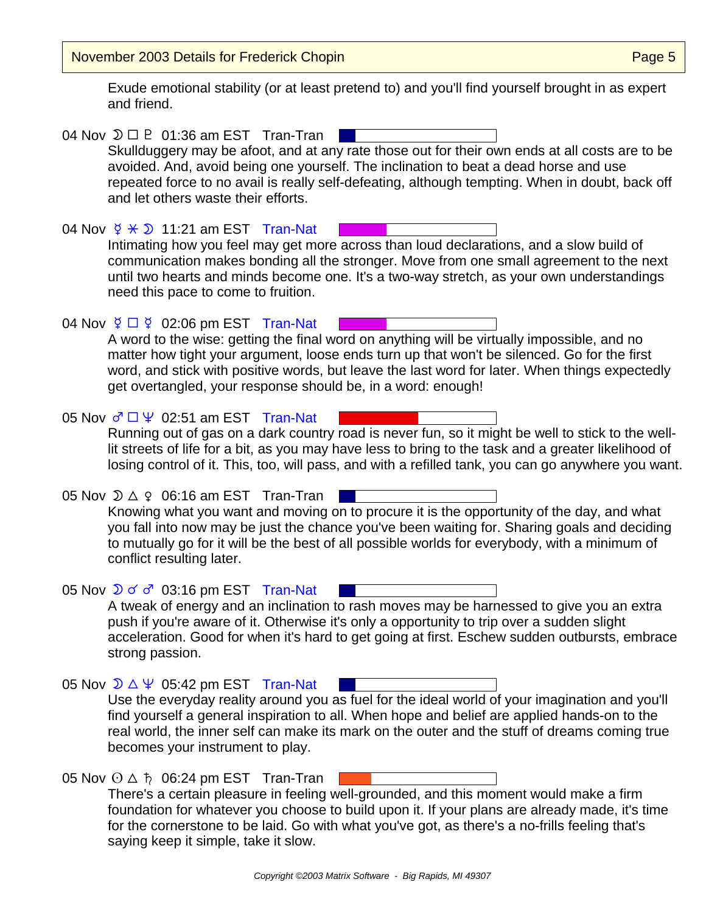Exude emotional stability (or at least pretend to) and you'll find yourself brought in as expert and friend.

04 Nov ☽ □ ♇ 01:36 am EST Tran-Tran

Skullduggery may be afoot, and at any rate those out for their own ends at all costs are to be avoided. And, avoid being one yourself. The inclination to beat a dead horse and use repeated force to no avail is really self-defeating, although tempting. When in doubt, back off and let others waste their efforts.

04 Nov ☿ ⚹ ☽ 11:21 am EST Tran-Nat

Intimating how you feel may get more across than loud declarations, and a slow build of communication makes bonding all the stronger. Move from one small agreement to the next until two hearts and minds become one. It's a two-way stretch, as your own understandings need this pace to come to fruition.

04 Nov ☿ □ ☿ 02:06 pm EST Tran-Nat

A word to the wise: getting the final word on anything will be virtually impossible, and no matter how tight your argument, loose ends turn up that won't be silenced. Go for the first word, and stick with positive words, but leave the last word for later. When things expectedly get overtangled, your response should be, in a word: enough!

05 Nov ♂ □ ♆ 02:51 am EST Tran-Nat

Running out of gas on a dark country road is never fun, so it might be well to stick to the well-lit streets of life for a bit, as you may have less to bring to the task and a greater likelihood of losing control of it. This, too, will pass, and with a refilled tank, you can go anywhere you want.

05 Nov ☽ △ ♀ 06:16 am EST Tran-Tran

Knowing what you want and moving on to procure it is the opportunity of the day, and what you fall into now may be just the chance you've been waiting for. Sharing goals and deciding to mutually go for it will be the best of all possible worlds for everybody, with a minimum of conflict resulting later.

05 Nov ☽ ☌ ♂ 03:16 pm EST Tran-Nat

A tweak of energy and an inclination to rash moves may be harnessed to give you an extra push if you're aware of it. Otherwise it's only a opportunity to trip over a sudden slight acceleration. Good for when it's hard to get going at first. Eschew sudden outbursts, embrace strong passion.

05 Nov ☽ △ ♆ 05:42 pm EST Tran-Nat

Use the everyday reality around you as fuel for the ideal world of your imagination and you'll find yourself a general inspiration to all. When hope and belief are applied hands-on to the real world, the inner self can make its mark on the outer and the stuff of dreams coming true becomes your instrument to play.

05 Nov ☉ △ ♄ 06:24 pm EST Tran-Tran

There's a certain pleasure in feeling well-grounded, and this moment would make a firm foundation for whatever you choose to build upon it. If your plans are already made, it's time for the cornerstone to be laid. Go with what you've got, as there's a no-frills feeling that's saying keep it simple, take it slow.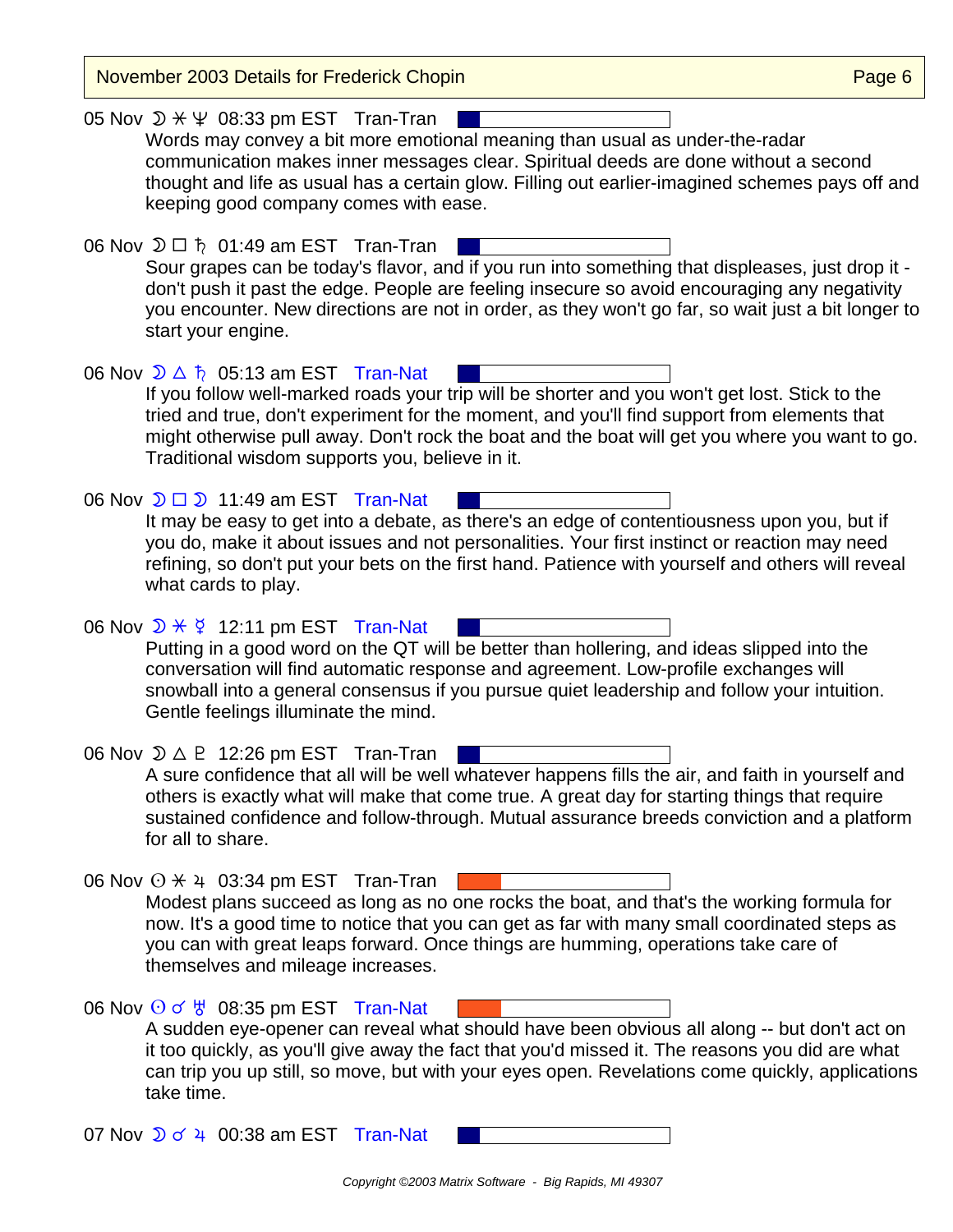05 Nov ☽ ⚹ ♆ 08:33 pm EST Tran-Tran

Words may convey a bit more emotional meaning than usual as under-the-radar communication makes inner messages clear. Spiritual deeds are done without a second thought and life as usual has a certain glow. Filling out earlier-imagined schemes pays off and keeping good company comes with ease.

06 Nov ☽ □ ♄ 01:49 am EST Tran-Tran

Sour grapes can be today's flavor, and if you run into something that displeases, just drop it - don't push it past the edge. People are feeling insecure so avoid encouraging any negativity you encounter. New directions are not in order, as they won't go far, so wait just a bit longer to start your engine.

06 Nov ☽ △ ♄ 05:13 am EST Tran-Nat

If you follow well-marked roads your trip will be shorter and you won't get lost. Stick to the tried and true, don't experiment for the moment, and you'll find support from elements that might otherwise pull away. Don't rock the boat and the boat will get you where you want to go. Traditional wisdom supports you, believe in it.

06 Nov ☽ □ ☽ 11:49 am EST Tran-Nat

It may be easy to get into a debate, as there's an edge of contentiousness upon you, but if you do, make it about issues and not personalities. Your first instinct or reaction may need refining, so don't put your bets on the first hand. Patience with yourself and others will reveal what cards to play.

06 Nov ☽ ⚹ ☿ 12:11 pm EST Tran-Nat

Putting in a good word on the QT will be better than hollering, and ideas slipped into the conversation will find automatic response and agreement. Low-profile exchanges will snowball into a general consensus if you pursue quiet leadership and follow your intuition. Gentle feelings illuminate the mind.

06 Nov ☽ △ ♇ 12:26 pm EST Tran-Tran

A sure confidence that all will be well whatever happens fills the air, and faith in yourself and others is exactly what will make that come true. A great day for starting things that require sustained confidence and follow-through. Mutual assurance breeds conviction and a platform for all to share.

06 Nov ☉ ⚹ ♃ 03:34 pm EST Tran-Tran

Modest plans succeed as long as no one rocks the boat, and that's the working formula for now. It's a good time to notice that you can get as far with many small coordinated steps as you can with great leaps forward. Once things are humming, operations take care of themselves and mileage increases.

06 Nov ☉ ☌ ♅ 08:35 pm EST Tran-Nat

A sudden eye-opener can reveal what should have been obvious all along -- but don't act on it too quickly, as you'll give away the fact that you'd missed it. The reasons you did are what can trip you up still, so move, but with your eyes open. Revelations come quickly, applications take time.

07 Nov ☽ ☌ ♃ 00:38 am EST Tran-Nat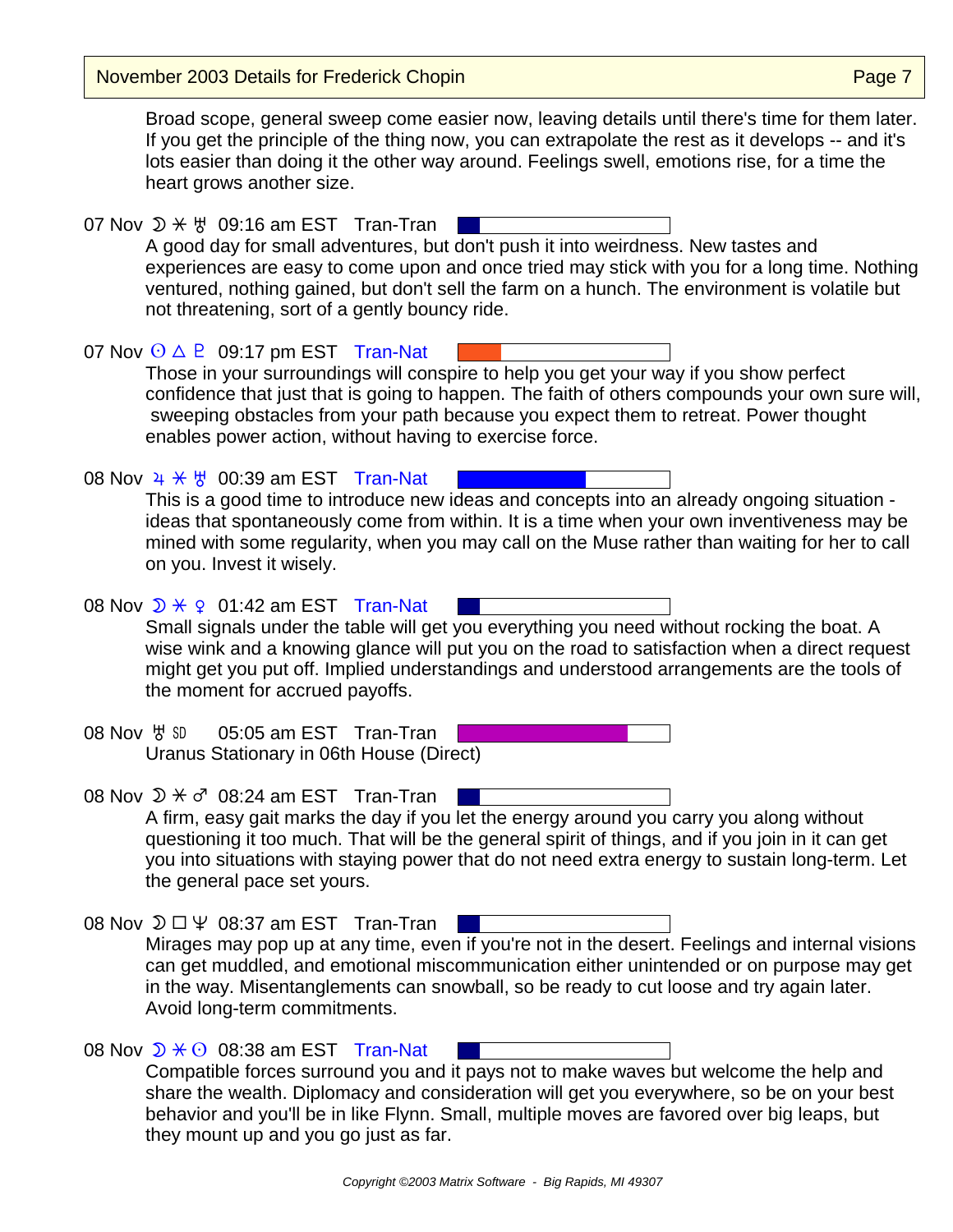Broad scope, general sweep come easier now, leaving details until there's time for them later. If you get the principle of the thing now, you can extrapolate the rest as it develops -- and it's lots easier than doing it the other way around. Feelings swell, emotions rise, for a time the heart grows another size.

07 Nov ☽ ⚹ ♅ 09:16 am EST Tran-Tran

A good day for small adventures, but don't push it into weirdness. New tastes and experiences are easy to come upon and once tried may stick with you for a long time. Nothing ventured, nothing gained, but don't sell the farm on a hunch. The environment is volatile but not threatening, sort of a gently bouncy ride.

07 Nov ☉ △ ♇ 09:17 pm EST Tran-Nat

Those in your surroundings will conspire to help you get your way if you show perfect confidence that just that is going to happen. The faith of others compounds your own sure will, sweeping obstacles from your path because you expect them to retreat. Power thought enables power action, without having to exercise force.

08 Nov ♃ ⚹ ♅ 00:39 am EST Tran-Nat

This is a good time to introduce new ideas and concepts into an already ongoing situation - ideas that spontaneously come from within. It is a time when your own inventiveness may be mined with some regularity, when you may call on the Muse rather than waiting for her to call on you. Invest it wisely.

08 Nov ☽ ⚹ ♀ 01:42 am EST Tran-Nat

Small signals under the table will get you everything you need without rocking the boat. A wise wink and a knowing glance will put you on the road to satisfaction when a direct request might get you put off. Implied understandings and understood arrangements are the tools of the moment for accrued payoffs.

08 Nov ♅ SD 05:05 am EST Tran-Tran

Uranus Stationary in 06th House (Direct)

08 Nov ☽ ⚹ ♂ 08:24 am EST Tran-Tran

A firm, easy gait marks the day if you let the energy around you carry you along without questioning it too much. That will be the general spirit of things, and if you join in it can get you into situations with staying power that do not need extra energy to sustain long-term. Let the general pace set yours.

08 Nov ☽ □ ♆ 08:37 am EST Tran-Tran

Mirages may pop up at any time, even if you're not in the desert. Feelings and internal visions can get muddled, and emotional miscommunication either unintended or on purpose may get in the way. Misentanglements can snowball, so be ready to cut loose and try again later. Avoid long-term commitments.

08 Nov ☽ ⚹ ☉ 08:38 am EST Tran-Nat

Compatible forces surround you and it pays not to make waves but welcome the help and share the wealth. Diplomacy and consideration will get you everywhere, so be on your best behavior and you'll be in like Flynn. Small, multiple moves are favored over big leaps, but they mount up and you go just as far.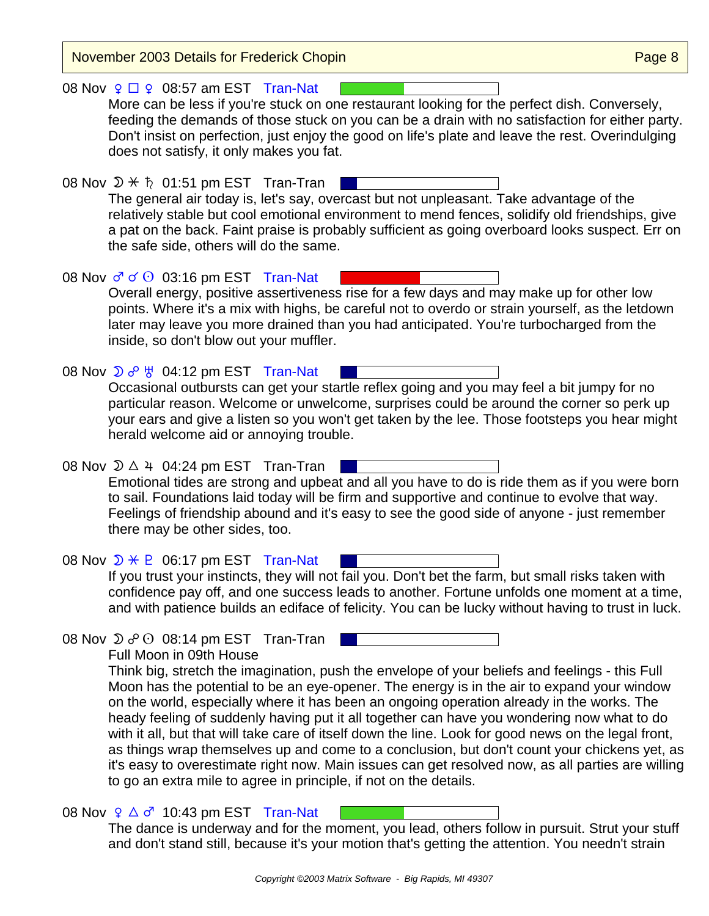08 Nov ♀ □ ♀ 08:57 am EST Tran-Nat

More can be less if you're stuck on one restaurant looking for the perfect dish. Conversely, feeding the demands of those stuck on you can be a drain with no satisfaction for either party. Don't insist on perfection, just enjoy the good on life's plate and leave the rest. Overindulging does not satisfy, it only makes you fat.

08 Nov ☽ ✶ ♄ 01:51 pm EST Tran-Tran

The general air today is, let's say, overcast but not unpleasant. Take advantage of the relatively stable but cool emotional environment to mend fences, solidify old friendships, give a pat on the back. Faint praise is probably sufficient as going overboard looks suspect. Err on the safe side, others will do the same.

08 Nov ♂ ☌ ☉ 03:16 pm EST Tran-Nat

Overall energy, positive assertiveness rise for a few days and may make up for other low points. Where it's a mix with highs, be careful not to overdo or strain yourself, as the letdown later may leave you more drained than you had anticipated. You're turbocharged from the inside, so don't blow out your muffler.

08 Nov ☽ ☍ ♅ 04:12 pm EST Tran-Nat

Occasional outbursts can get your startle reflex going and you may feel a bit jumpy for no particular reason. Welcome or unwelcome, surprises could be around the corner so perk up your ears and give a listen so you won't get taken by the lee. Those footsteps you hear might herald welcome aid or annoying trouble.

08 Nov ☽ △ ♃ 04:24 pm EST Tran-Tran

Emotional tides are strong and upbeat and all you have to do is ride them as if you were born to sail. Foundations laid today will be firm and supportive and continue to evolve that way. Feelings of friendship abound and it's easy to see the good side of anyone - just remember there may be other sides, too.

08 Nov ☽ ✶ ♇ 06:17 pm EST Tran-Nat

If you trust your instincts, they will not fail you. Don't bet the farm, but small risks taken with confidence pay off, and one success leads to another. Fortune unfolds one moment at a time, and with patience builds an edifice of felicity. You can be lucky without having to trust in luck.

08 Nov ☽ ☍ ☉ 08:14 pm EST Tran-Tran

Full Moon in 09th House

Think big, stretch the imagination, push the envelope of your beliefs and feelings - this Full Moon has the potential to be an eye-opener. The energy is in the air to expand your window on the world, especially where it has been an ongoing operation already in the works. The heady feeling of suddenly having put it all together can have you wondering now what to do with it all, but that will take care of itself down the line. Look for good news on the legal front, as things wrap themselves up and come to a conclusion, but don't count your chickens yet, as it's easy to overestimate right now. Main issues can get resolved now, as all parties are willing to go an extra mile to agree in principle, if not on the details.

08 Nov ♀ △ ♂ 10:43 pm EST Tran-Nat

The dance is underway and for the moment, you lead, others follow in pursuit. Strut your stuff and don't stand still, because it's your motion that's getting the attention. You needn't strain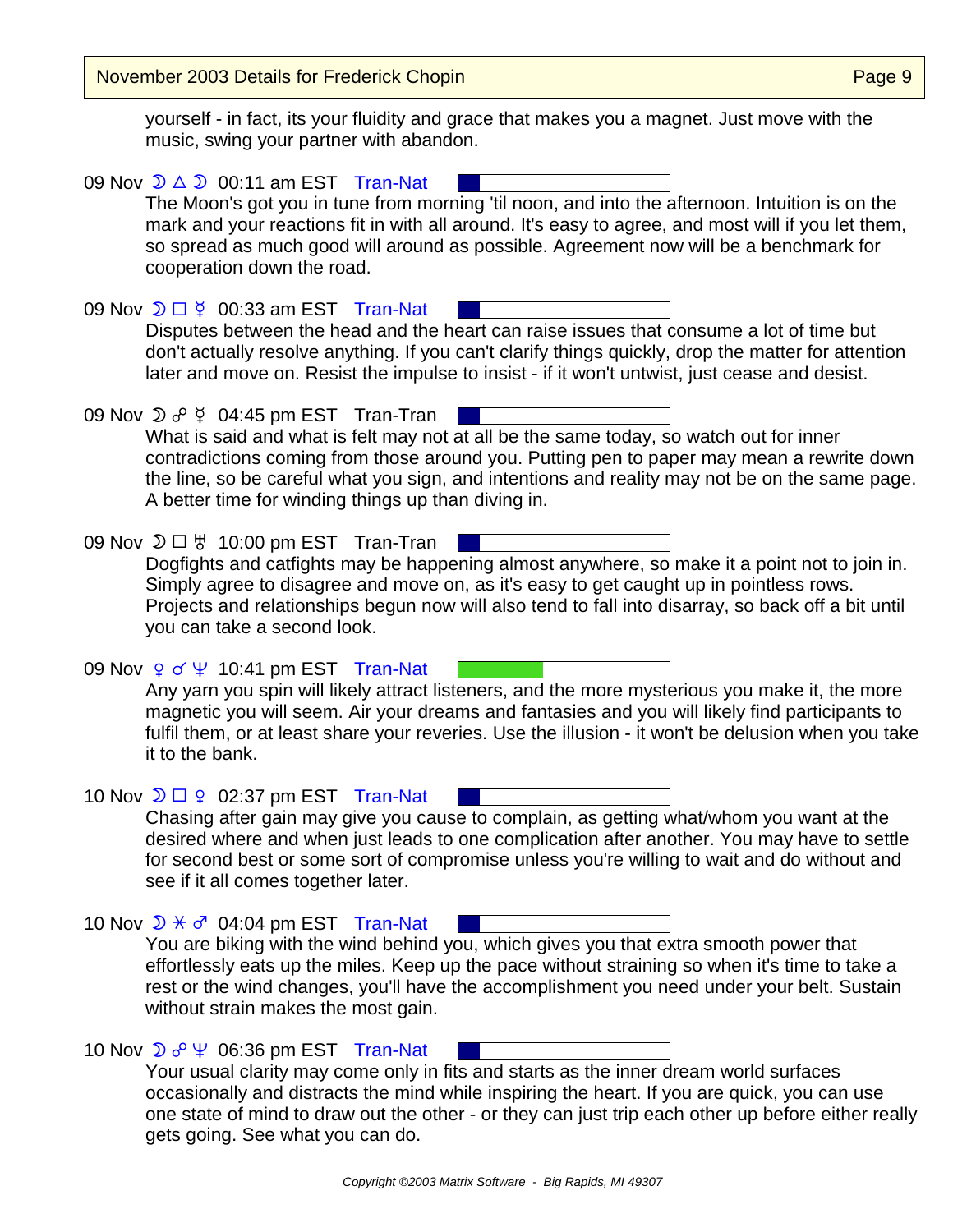yourself - in fact, its your fluidity and grace that makes you a magnet. Just move with the music, swing your partner with abandon.

09 Nov ☽ △ ☽ 00:11 am EST Tran-Nat

The Moon's got you in tune from morning 'til noon, and into the afternoon. Intuition is on the mark and your reactions fit in with all around. It's easy to agree, and most will if you let them, so spread as much good will around as possible. Agreement now will be a benchmark for cooperation down the road.

09 Nov ☽ □ ☿ 00:33 am EST Tran-Nat

Disputes between the head and the heart can raise issues that consume a lot of time but don't actually resolve anything. If you can't clarify things quickly, drop the matter for attention later and move on. Resist the impulse to insist - if it won't untwist, just cease and desist.

09 Nov ☽ ☍ ☿ 04:45 pm EST Tran-Tran

What is said and what is felt may not at all be the same today, so watch out for inner contradictions coming from those around you. Putting pen to paper may mean a rewrite down the line, so be careful what you sign, and intentions and reality may not be on the same page. A better time for winding things up than diving in.

09 Nov ☽ □ ♅ 10:00 pm EST Tran-Tran

Dogfights and catfights may be happening almost anywhere, so make it a point not to join in. Simply agree to disagree and move on, as it's easy to get caught up in pointless rows. Projects and relationships begun now will also tend to fall into disarray, so back off a bit until you can take a second look.

09 Nov ♀ ☌ ♆ 10:41 pm EST Tran-Nat

Any yarn you spin will likely attract listeners, and the more mysterious you make it, the more magnetic you will seem. Air your dreams and fantasies and you will likely find participants to fulfil them, or at least share your reveries. Use the illusion - it won't be delusion when you take it to the bank.

10 Nov ☽ □ ♀ 02:37 pm EST Tran-Nat

Chasing after gain may give you cause to complain, as getting what/whom you want at the desired where and when just leads to one complication after another. You may have to settle for second best or some sort of compromise unless you're willing to wait and do without and see if it all comes together later.

10 Nov ☽ ⚹ ♂ 04:04 pm EST Tran-Nat

You are biking with the wind behind you, which gives you that extra smooth power that effortlessly eats up the miles. Keep up the pace without straining so when it's time to take a rest or the wind changes, you'll have the accomplishment you need under your belt. Sustain without strain makes the most gain.

10 Nov ☽ ☍ ♆ 06:36 pm EST Tran-Nat

Your usual clarity may come only in fits and starts as the inner dream world surfaces occasionally and distracts the mind while inspiring the heart. If you are quick, you can use one state of mind to draw out the other - or they can just trip each other up before either really gets going. See what you can do.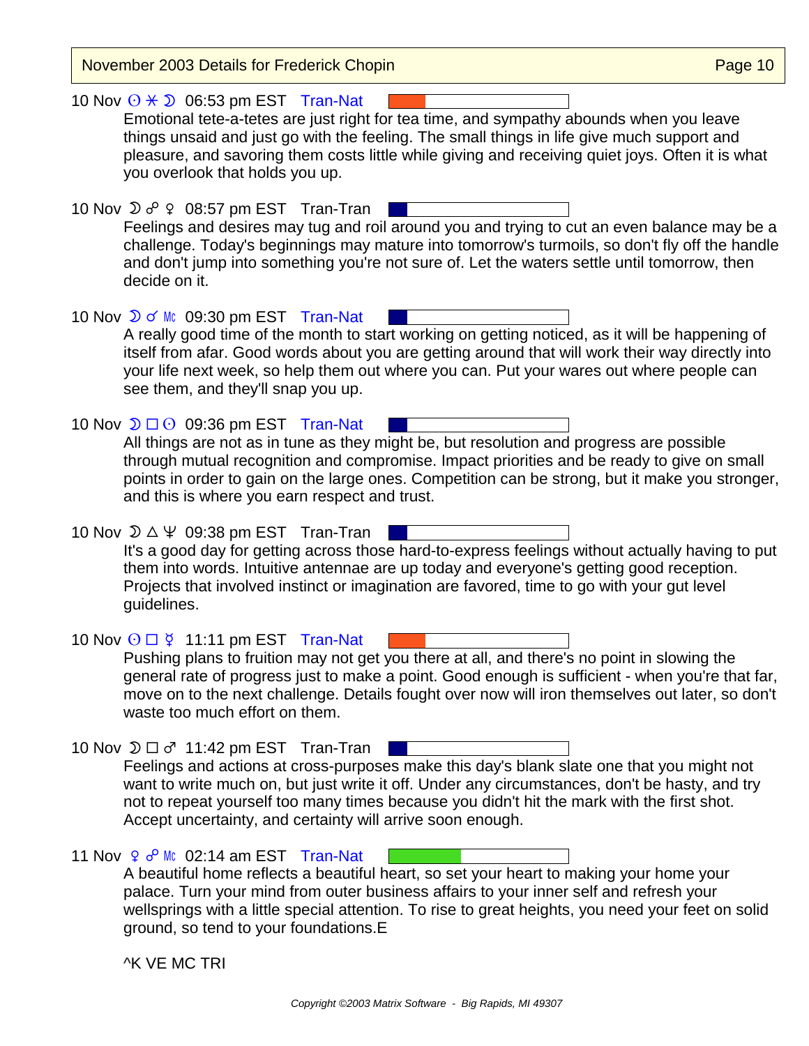10 Nov ☉ ⚹ ☽ 06:53 pm EST Tran-Nat

Emotional tete-a-tetes are just right for tea time, and sympathy abounds when you leave things unsaid and just go with the feeling. The small things in life give much support and pleasure, and savoring them costs little while giving and receiving quiet joys. Often it is what you overlook that holds you up.

10 Nov ☽ ☍ ♀ 08:57 pm EST Tran-Tran

Feelings and desires may tug and roil around you and trying to cut an even balance may be a challenge. Today's beginnings may mature into tomorrow's turmoils, so don't fly off the handle and don't jump into something you're not sure of. Let the waters settle until tomorrow, then decide on it.

10 Nov ☽ ☌ Mc 09:30 pm EST Tran-Nat

A really good time of the month to start working on getting noticed, as it will be happening of itself from afar. Good words about you are getting around that will work their way directly into your life next week, so help them out where you can. Put your wares out where people can see them, and they'll snap you up.

10 Nov ☽ □ ☉ 09:36 pm EST Tran-Nat

All things are not as in tune as they might be, but resolution and progress are possible through mutual recognition and compromise. Impact priorities and be ready to give on small points in order to gain on the large ones. Competition can be strong, but it make you stronger, and this is where you earn respect and trust.

10 Nov ☽ △ ♆ 09:38 pm EST Tran-Tran

It's a good day for getting across those hard-to-express feelings without actually having to put them into words. Intuitive antennae are up today and everyone's getting good reception. Projects that involved instinct or imagination are favored, time to go with your gut level guidelines.

10 Nov ☉ □ ☿ 11:11 pm EST Tran-Nat

Pushing plans to fruition may not get you there at all, and there's no point in slowing the general rate of progress just to make a point. Good enough is sufficient - when you're that far, move on to the next challenge. Details fought over now will iron themselves out later, so don't waste too much effort on them.

10 Nov ☽ □ ♂ 11:42 pm EST Tran-Tran

Feelings and actions at cross-purposes make this day's blank slate one that you might not want to write much on, but just write it off. Under any circumstances, don't be hasty, and try not to repeat yourself too many times because you didn't hit the mark with the first shot. Accept uncertainty, and certainty will arrive soon enough.

11 Nov ♀ ☍ Mc 02:14 am EST Tran-Nat

A beautiful home reflects a beautiful heart, so set your heart to making your home your palace. Turn your mind from outer business affairs to your inner self and refresh your wellsprings with a little special attention. To rise to great heights, you need your feet on solid ground, so tend to your foundations.E

^K VE MC TRI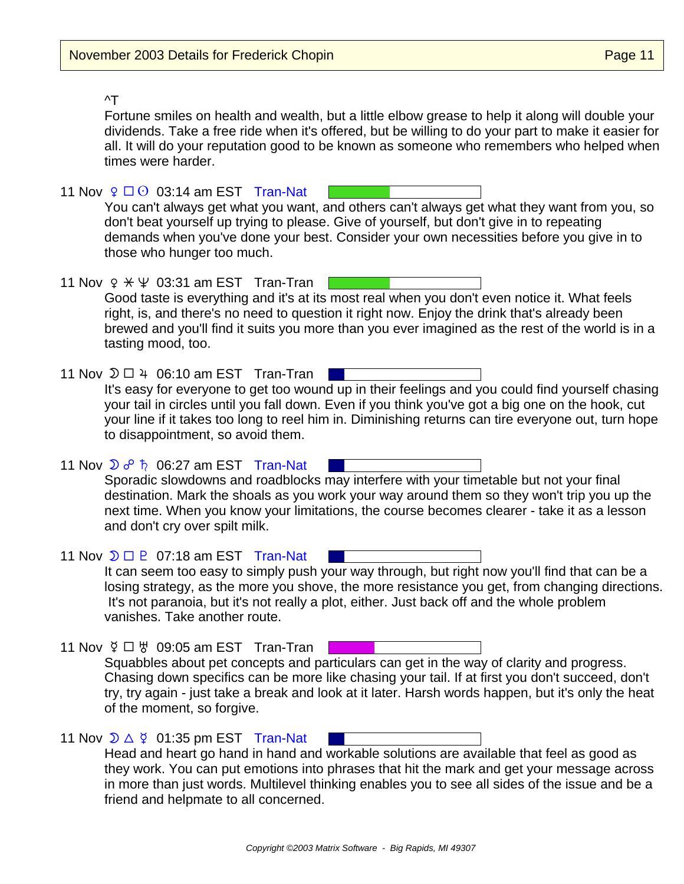^T

Fortune smiles on health and wealth, but a little elbow grease to help it along will double your dividends. Take a free ride when it's offered, but be willing to do your part to make it easier for all. It will do your reputation good to be known as someone who remembers who helped when times were harder.

11 Nov ♀ □ ☉ 03:14 am EST Tran-Nat

You can't always get what you want, and others can't always get what they want from you, so don't beat yourself up trying to please. Give of yourself, but don't give in to repeating demands when you've done your best. Consider your own necessities before you give in to those who hunger too much.

11 Nov ♀ ⚹ ♆ 03:31 am EST Tran-Tran

Good taste is everything and it's at its most real when you don't even notice it. What feels right, is, and there's no need to question it right now. Enjoy the drink that's already been brewed and you'll find it suits you more than you ever imagined as the rest of the world is in a tasting mood, too.

11 Nov ☽ □ ♃ 06:10 am EST Tran-Tran

It's easy for everyone to get too wound up in their feelings and you could find yourself chasing your tail in circles until you fall down. Even if you think you've got a big one on the hook, cut your line if it takes too long to reel him in. Diminishing returns can tire everyone out, turn hope to disappointment, so avoid them.

11 Nov ☽ ☍ ♄ 06:27 am EST Tran-Nat

Sporadic slowdowns and roadblocks may interfere with your timetable but not your final destination. Mark the shoals as you work your way around them so they won't trip you up the next time. When you know your limitations, the course becomes clearer - take it as a lesson and don't cry over spilt milk.

11 Nov ☽ □ ♇ 07:18 am EST Tran-Nat

It can seem too easy to simply push your way through, but right now you'll find that can be a losing strategy, as the more you shove, the more resistance you get, from changing directions. It's not paranoia, but it's not really a plot, either. Just back off and the whole problem vanishes. Take another route.

11 Nov ☿ □ ♅ 09:05 am EST Tran-Tran

Squabbles about pet concepts and particulars can get in the way of clarity and progress. Chasing down specifics can be more like chasing your tail. If at first you don't succeed, don't try, try again - just take a break and look at it later. Harsh words happen, but it's only the heat of the moment, so forgive.

11 Nov ☽ △ ☿ 01:35 pm EST Tran-Nat

Head and heart go hand in hand and workable solutions are available that feel as good as they work. You can put emotions into phrases that hit the mark and get your message across in more than just words. Multilevel thinking enables you to see all sides of the issue and be a friend and helpmate to all concerned.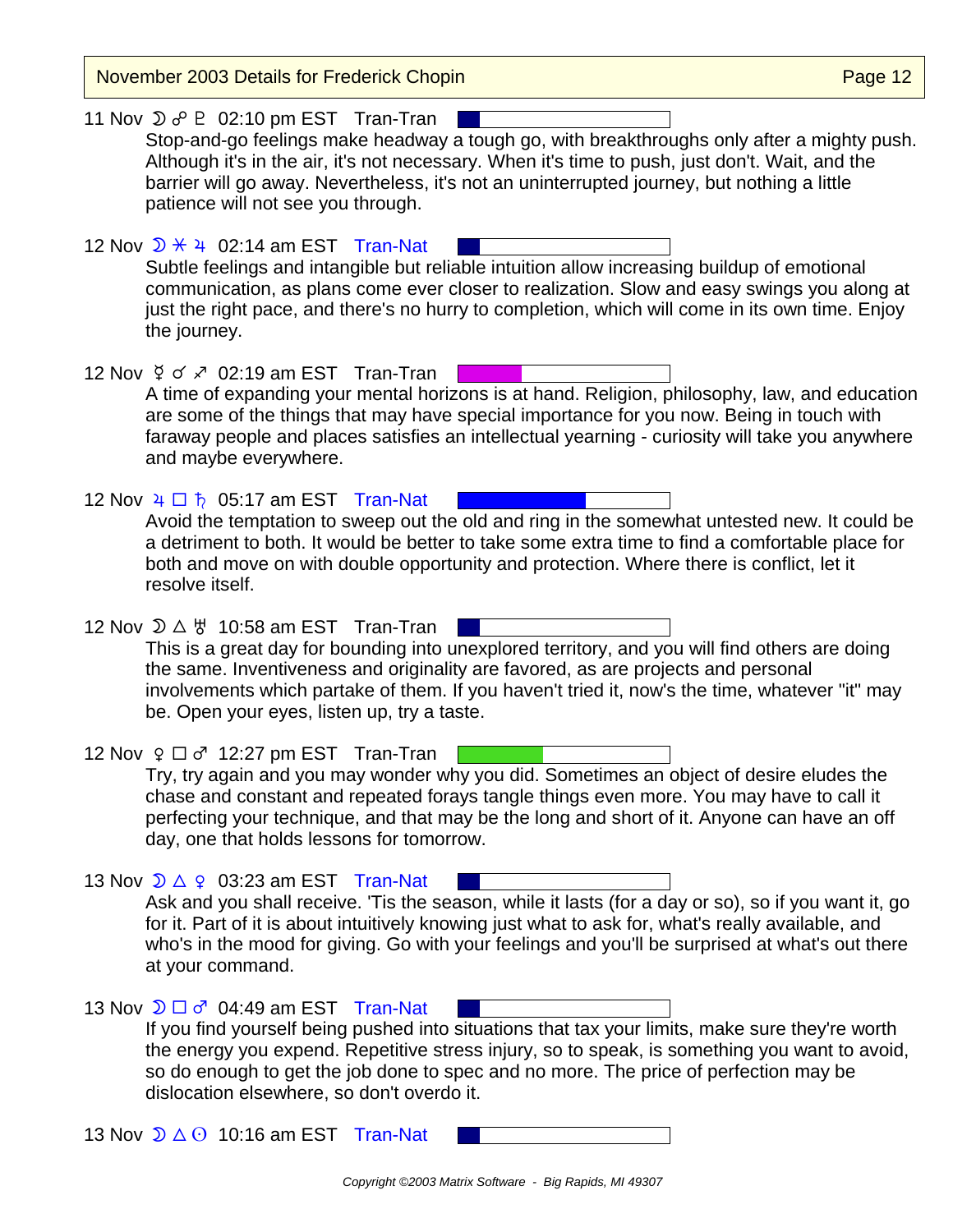11 Nov ☽ ☍ ♇ 02:10 pm EST Tran-Tran

Stop-and-go feelings make headway a tough go, with breakthroughs only after a mighty push. Although it's in the air, it's not necessary. When it's time to push, just don't. Wait, and the barrier will go away. Nevertheless, it's not an uninterrupted journey, but nothing a little patience will not see you through.

12 Nov ☽ ⚹ ♃ 02:14 am EST Tran-Nat

Subtle feelings and intangible but reliable intuition allow increasing buildup of emotional communication, as plans come ever closer to realization. Slow and easy swings you along at just the right pace, and there's no hurry to completion, which will come in its own time. Enjoy the journey.

12 Nov ☿ ♂ ♐ 02:19 am EST Tran-Tran

A time of expanding your mental horizons is at hand. Religion, philosophy, law, and education are some of the things that may have special importance for you now. Being in touch with faraway people and places satisfies an intellectual yearning - curiosity will take you anywhere and maybe everywhere.

12 Nov ♃ □ ♄ 05:17 am EST Tran-Nat

Avoid the temptation to sweep out the old and ring in the somewhat untested new. It could be a detriment to both. It would be better to take some extra time to find a comfortable place for both and move on with double opportunity and protection. Where there is conflict, let it resolve itself.

12 Nov ☽ △ ♅ 10:58 am EST Tran-Tran

This is a great day for bounding into unexplored territory, and you will find others are doing the same. Inventiveness and originality are favored, as are projects and personal involvements which partake of them. If you haven't tried it, now's the time, whatever "it" may be. Open your eyes, listen up, try a taste.

12 Nov ♀ □ ♂ 12:27 pm EST Tran-Tran

Try, try again and you may wonder why you did. Sometimes an object of desire eludes the chase and constant and repeated forays tangle things even more. You may have to call it perfecting your technique, and that may be the long and short of it. Anyone can have an off day, one that holds lessons for tomorrow.

13 Nov ☽ △ ♀ 03:23 am EST Tran-Nat

Ask and you shall receive. 'Tis the season, while it lasts (for a day or so), so if you want it, go for it. Part of it is about intuitively knowing just what to ask for, what's really available, and who's in the mood for giving. Go with your feelings and you'll be surprised at what's out there at your command.

13 Nov ☽ □ ♂ 04:49 am EST Tran-Nat

If you find yourself being pushed into situations that tax your limits, make sure they're worth the energy you expend. Repetitive stress injury, so to speak, is something you want to avoid, so do enough to get the job done to spec and no more. The price of perfection may be dislocation elsewhere, so don't overdo it.

13 Nov ☽ △ ☉ 10:16 am EST Tran-Nat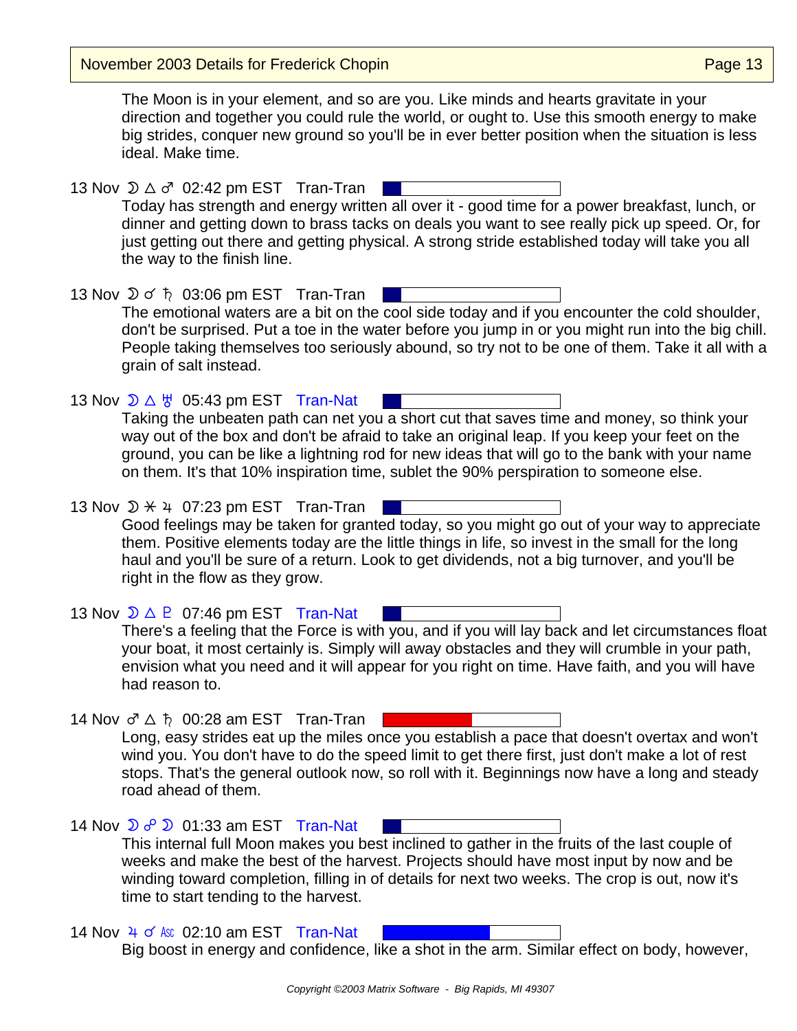The Moon is in your element, and so are you. Like minds and hearts gravitate in your direction and together you could rule the world, or ought to. Use this smooth energy to make big strides, conquer new ground so you'll be in ever better position when the situation is less ideal. Make time.

13 Nov ☽ △ ♂ 02:42 pm EST Tran-Tran

Today has strength and energy written all over it - good time for a power breakfast, lunch, or dinner and getting down to brass tacks on deals you want to see really pick up speed. Or, for just getting out there and getting physical. A strong stride established today will take you all the way to the finish line.

13 Nov ☽ ☌ ♄ 03:06 pm EST Tran-Tran

The emotional waters are a bit on the cool side today and if you encounter the cold shoulder, don't be surprised. Put a toe in the water before you jump in or you might run into the big chill. People taking themselves too seriously abound, so try not to be one of them. Take it all with a grain of salt instead.

13 Nov ☽ △ ♅ 05:43 pm EST Tran-Nat

Taking the unbeaten path can net you a short cut that saves time and money, so think your way out of the box and don't be afraid to take an original leap. If you keep your feet on the ground, you can be like a lightning rod for new ideas that will go to the bank with your name on them. It's that 10% inspiration time, sublet the 90% perspiration to someone else.

13 Nov ☽ ⚹ ♃ 07:23 pm EST Tran-Tran

Good feelings may be taken for granted today, so you might go out of your way to appreciate them. Positive elements today are the little things in life, so invest in the small for the long haul and you'll be sure of a return. Look to get dividends, not a big turnover, and you'll be right in the flow as they grow.

13 Nov ☽ △ ♇ 07:46 pm EST Tran-Nat

There's a feeling that the Force is with you, and if you will lay back and let circumstances float your boat, it most certainly is. Simply will away obstacles and they will crumble in your path, envision what you need and it will appear for you right on time. Have faith, and you will have had reason to.

14 Nov ♂ △ ♄ 00:28 am EST Tran-Tran

Long, easy strides eat up the miles once you establish a pace that doesn't overtax and won't wind you. You don't have to do the speed limit to get there first, just don't make a lot of rest stops. That's the general outlook now, so roll with it. Beginnings now have a long and steady road ahead of them.

14 Nov ☽ ☍ ☽ 01:33 am EST Tran-Nat

This internal full Moon makes you best inclined to gather in the fruits of the last couple of weeks and make the best of the harvest. Projects should have most input by now and be winding toward completion, filling in of details for next two weeks. The crop is out, now it's time to start tending to the harvest.

14 Nov ♃ ☌ Asc 02:10 am EST Tran-Nat

Big boost in energy and confidence, like a shot in the arm. Similar effect on body, however,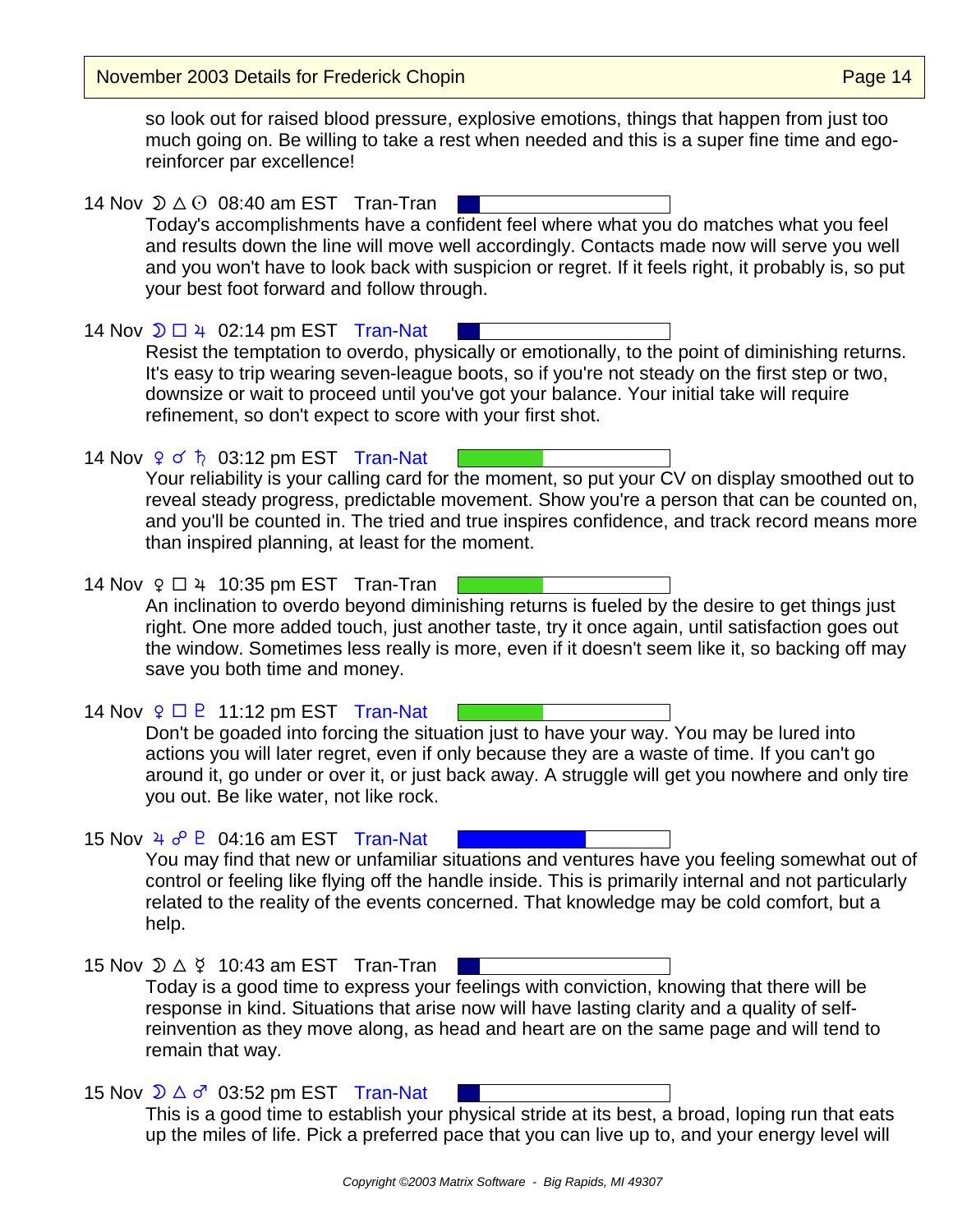so look out for raised blood pressure, explosive emotions, things that happen from just too much going on. Be willing to take a rest when needed and this is a super fine time and ego-reinforcer par excellence!

14 Nov ☽ △ ☉ 08:40 am EST Tran-Tran

Today's accomplishments have a confident feel where what you do matches what you feel and results down the line will move well accordingly. Contacts made now will serve you well and you won't have to look back with suspicion or regret. If it feels right, it probably is, so put your best foot forward and follow through.

14 Nov ☽ □ ♃ 02:14 pm EST Tran-Nat

Resist the temptation to overdo, physically or emotionally, to the point of diminishing returns. It's easy to trip wearing seven-league boots, so if you're not steady on the first step or two, downsize or wait to proceed until you've got your balance. Your initial take will require refinement, so don't expect to score with your first shot.

14 Nov ♀ ☌ ♄ 03:12 pm EST Tran-Nat

Your reliability is your calling card for the moment, so put your CV on display smoothed out to reveal steady progress, predictable movement. Show you're a person that can be counted on, and you'll be counted in. The tried and true inspires confidence, and track record means more than inspired planning, at least for the moment.

14 Nov ♀ □ ♃ 10:35 pm EST Tran-Tran

An inclination to overdo beyond diminishing returns is fueled by the desire to get things just right. One more added touch, just another taste, try it once again, until satisfaction goes out the window. Sometimes less really is more, even if it doesn't seem like it, so backing off may save you both time and money.

14 Nov ♀ □ ♇ 11:12 pm EST Tran-Nat

Don't be goaded into forcing the situation just to have your way. You may be lured into actions you will later regret, even if only because they are a waste of time. If you can't go around it, go under or over it, or just back away. A struggle will get you nowhere and only tire you out. Be like water, not like rock.

15 Nov ♃ ☍ ♇ 04:16 am EST Tran-Nat

You may find that new or unfamiliar situations and ventures have you feeling somewhat out of control or feeling like flying off the handle inside. This is primarily internal and not particularly related to the reality of the events concerned. That knowledge may be cold comfort, but a help.

15 Nov ☽ △ ☿ 10:43 am EST Tran-Tran

Today is a good time to express your feelings with conviction, knowing that there will be response in kind. Situations that arise now will have lasting clarity and a quality of self-reinvention as they move along, as head and heart are on the same page and will tend to remain that way.

15 Nov ☽ △ ♂ 03:52 pm EST Tran-Nat

This is a good time to establish your physical stride at its best, a broad, loping run that eats up the miles of life. Pick a preferred pace that you can live up to, and your energy level will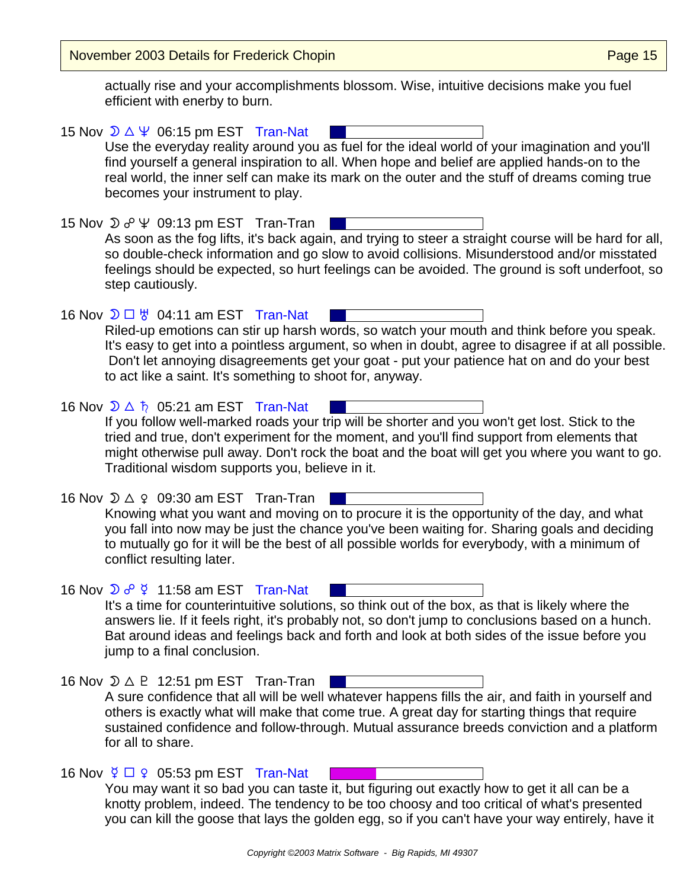actually rise and your accomplishments blossom. Wise, intuitive decisions make you fuel efficient with enerby to burn.

15 Nov ☽ △ ♆ 06:15 pm EST Tran-Nat

Use the everyday reality around you as fuel for the ideal world of your imagination and you'll find yourself a general inspiration to all. When hope and belief are applied hands-on to the real world, the inner self can make its mark on the outer and the stuff of dreams coming true becomes your instrument to play.

15 Nov ☽ ☍ ♆ 09:13 pm EST Tran-Tran

As soon as the fog lifts, it's back again, and trying to steer a straight course will be hard for all, so double-check information and go slow to avoid collisions. Misunderstood and/or misstated feelings should be expected, so hurt feelings can be avoided. The ground is soft underfoot, so step cautiously.

16 Nov ☽ □ ♅ 04:11 am EST Tran-Nat

Riled-up emotions can stir up harsh words, so watch your mouth and think before you speak. It's easy to get into a pointless argument, so when in doubt, agree to disagree if at all possible. Don't let annoying disagreements get your goat - put your patience hat on and do your best to act like a saint. It's something to shoot for, anyway.

16 Nov ☽ △ ♄ 05:21 am EST Tran-Nat

If you follow well-marked roads your trip will be shorter and you won't get lost. Stick to the tried and true, don't experiment for the moment, and you'll find support from elements that might otherwise pull away. Don't rock the boat and the boat will get you where you want to go. Traditional wisdom supports you, believe in it.

16 Nov ☽ △ ♀ 09:30 am EST Tran-Tran

Knowing what you want and moving on to procure it is the opportunity of the day, and what you fall into now may be just the chance you've been waiting for. Sharing goals and deciding to mutually go for it will be the best of all possible worlds for everybody, with a minimum of conflict resulting later.

16 Nov ☽ ☍ ☿ 11:58 am EST Tran-Nat

It's a time for counterintuitive solutions, so think out of the box, as that is likely where the answers lie. If it feels right, it's probably not, so don't jump to conclusions based on a hunch. Bat around ideas and feelings back and forth and look at both sides of the issue before you jump to a final conclusion.

16 Nov ☽ △ ♇ 12:51 pm EST Tran-Tran

A sure confidence that all will be well whatever happens fills the air, and faith in yourself and others is exactly what will make that come true. A great day for starting things that require sustained confidence and follow-through. Mutual assurance breeds conviction and a platform for all to share.

16 Nov ☿ □ ♀ 05:53 pm EST Tran-Nat

You may want it so bad you can taste it, but figuring out exactly how to get it all can be a knotty problem, indeed. The tendency to be too choosy and too critical of what's presented you can kill the goose that lays the golden egg, so if you can't have your way entirely, have it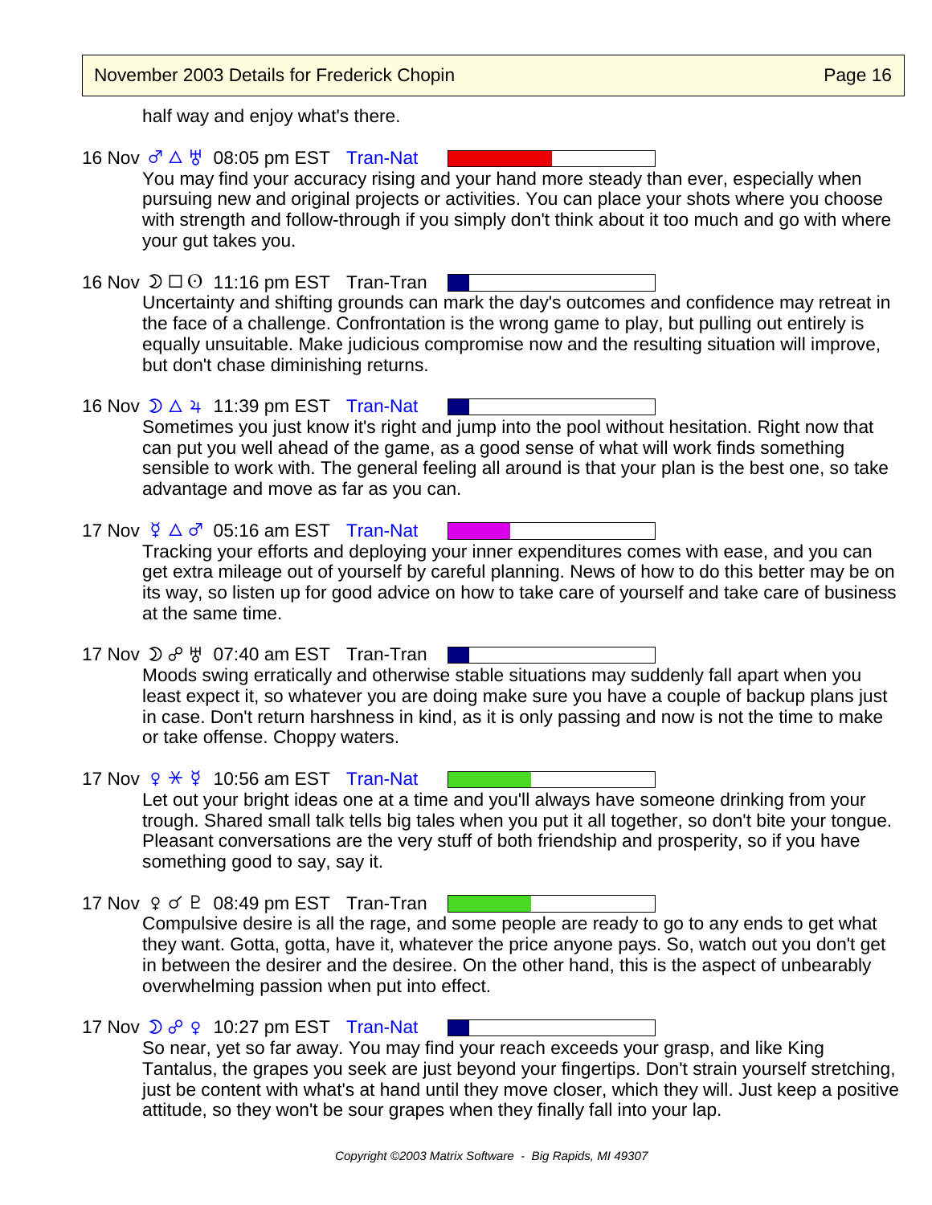half way and enjoy what's there.

16 Nov ♂ △ ♅ 08:05 pm EST Tran-Nat

You may find your accuracy rising and your hand more steady than ever, especially when pursuing new and original projects or activities. You can place your shots where you choose with strength and follow-through if you simply don't think about it too much and go with where your gut takes you.

16 Nov ☽ □ ☉ 11:16 pm EST Tran-Tran

Uncertainty and shifting grounds can mark the day's outcomes and confidence may retreat in the face of a challenge. Confrontation is the wrong game to play, but pulling out entirely is equally unsuitable. Make judicious compromise now and the resulting situation will improve, but don't chase diminishing returns.

16 Nov ☽ △ ♃ 11:39 pm EST Tran-Nat

Sometimes you just know it's right and jump into the pool without hesitation. Right now that can put you well ahead of the game, as a good sense of what will work finds something sensible to work with. The general feeling all around is that your plan is the best one, so take advantage and move as far as you can.

17 Nov ☿ △ ♂ 05:16 am EST Tran-Nat

Tracking your efforts and deploying your inner expenditures comes with ease, and you can get extra mileage out of yourself by careful planning. News of how to do this better may be on its way, so listen up for good advice on how to take care of yourself and take care of business at the same time.

17 Nov ☽ ☍ ♅ 07:40 am EST Tran-Tran

Moods swing erratically and otherwise stable situations may suddenly fall apart when you least expect it, so whatever you are doing make sure you have a couple of backup plans just in case. Don't return harshness in kind, as it is only passing and now is not the time to make or take offense. Choppy waters.

17 Nov ♀ ⚹ ☿ 10:56 am EST Tran-Nat

Let out your bright ideas one at a time and you'll always have someone drinking from your trough. Shared small talk tells big tales when you put it all together, so don't bite your tongue. Pleasant conversations are the very stuff of both friendship and prosperity, so if you have something good to say, say it.

17 Nov ♀ ☌ ♇ 08:49 pm EST Tran-Tran

Compulsive desire is all the rage, and some people are ready to go to any ends to get what they want. Gotta, gotta, have it, whatever the price anyone pays. So, watch out you don't get in between the desirer and the desiree. On the other hand, this is the aspect of unbearably overwhelming passion when put into effect.

17 Nov ☽ ☍ ♀ 10:27 pm EST Tran-Nat

So near, yet so far away. You may find your reach exceeds your grasp, and like King Tantalus, the grapes you seek are just beyond your fingertips. Don't strain yourself stretching, just be content with what's at hand until they move closer, which they will. Just keep a positive attitude, so they won't be sour grapes when they finally fall into your lap.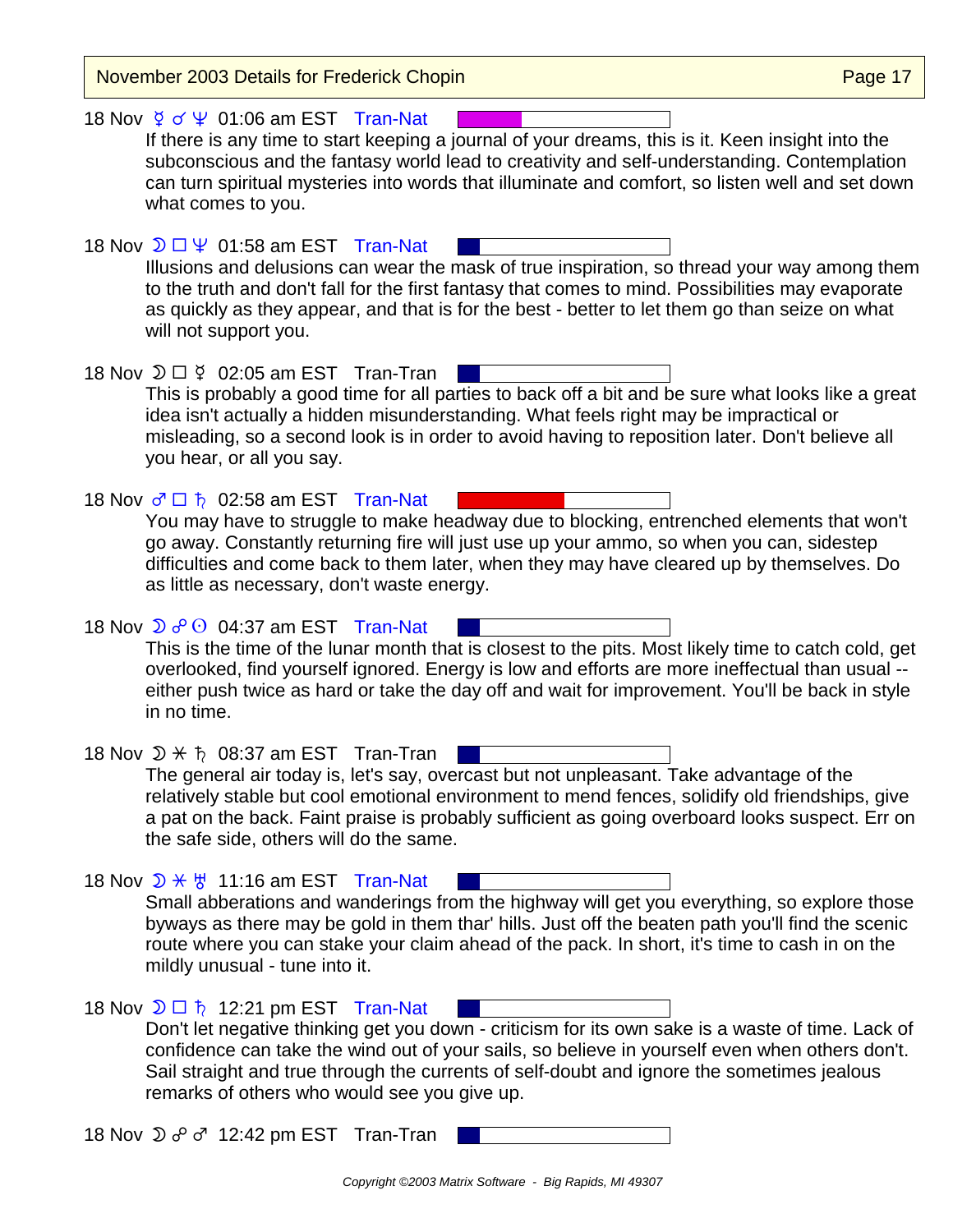18 Nov ☿ ☌ ♆ 01:06 am EST Tran-Nat

If there is any time to start keeping a journal of your dreams, this is it. Keen insight into the subconscious and the fantasy world lead to creativity and self-understanding. Contemplation can turn spiritual mysteries into words that illuminate and comfort, so listen well and set down what comes to you.

18 Nov ☽ □ ♆ 01:58 am EST Tran-Nat

Illusions and delusions can wear the mask of true inspiration, so thread your way among them to the truth and don't fall for the first fantasy that comes to mind. Possibilities may evaporate as quickly as they appear, and that is for the best - better to let them go than seize on what will not support you.

18 Nov ☽ □ ☿ 02:05 am EST Tran-Tran

This is probably a good time for all parties to back off a bit and be sure what looks like a great idea isn't actually a hidden misunderstanding. What feels right may be impractical or misleading, so a second look is in order to avoid having to reposition later. Don't believe all you hear, or all you say.

18 Nov ♂ □ ♄ 02:58 am EST Tran-Nat

You may have to struggle to make headway due to blocking, entrenched elements that won't go away. Constantly returning fire will just use up your ammo, so when you can, sidestep difficulties and come back to them later, when they may have cleared up by themselves. Do as little as necessary, don't waste energy.

18 Nov ☽ ☍ ☉ 04:37 am EST Tran-Nat

This is the time of the lunar month that is closest to the pits. Most likely time to catch cold, get overlooked, find yourself ignored. Energy is low and efforts are more ineffectual than usual -- either push twice as hard or take the day off and wait for improvement. You'll be back in style in no time.

18 Nov ☽ ⚹ ♄ 08:37 am EST Tran-Tran

The general air today is, let's say, overcast but not unpleasant. Take advantage of the relatively stable but cool emotional environment to mend fences, solidify old friendships, give a pat on the back. Faint praise is probably sufficient as going overboard looks suspect. Err on the safe side, others will do the same.

18 Nov ☽ ⚹ ♅ 11:16 am EST Tran-Nat

Small abberations and wanderings from the highway will get you everything, so explore those byways as there may be gold in them thar' hills. Just off the beaten path you'll find the scenic route where you can stake your claim ahead of the pack. In short, it's time to cash in on the mildly unusual - tune into it.

18 Nov ☽ □ ♄ 12:21 pm EST Tran-Nat

Don't let negative thinking get you down - criticism for its own sake is a waste of time. Lack of confidence can take the wind out of your sails, so believe in yourself even when others don't. Sail straight and true through the currents of self-doubt and ignore the sometimes jealous remarks of others who would see you give up.

18 Nov ☽ ☍ ♂ 12:42 pm EST Tran-Tran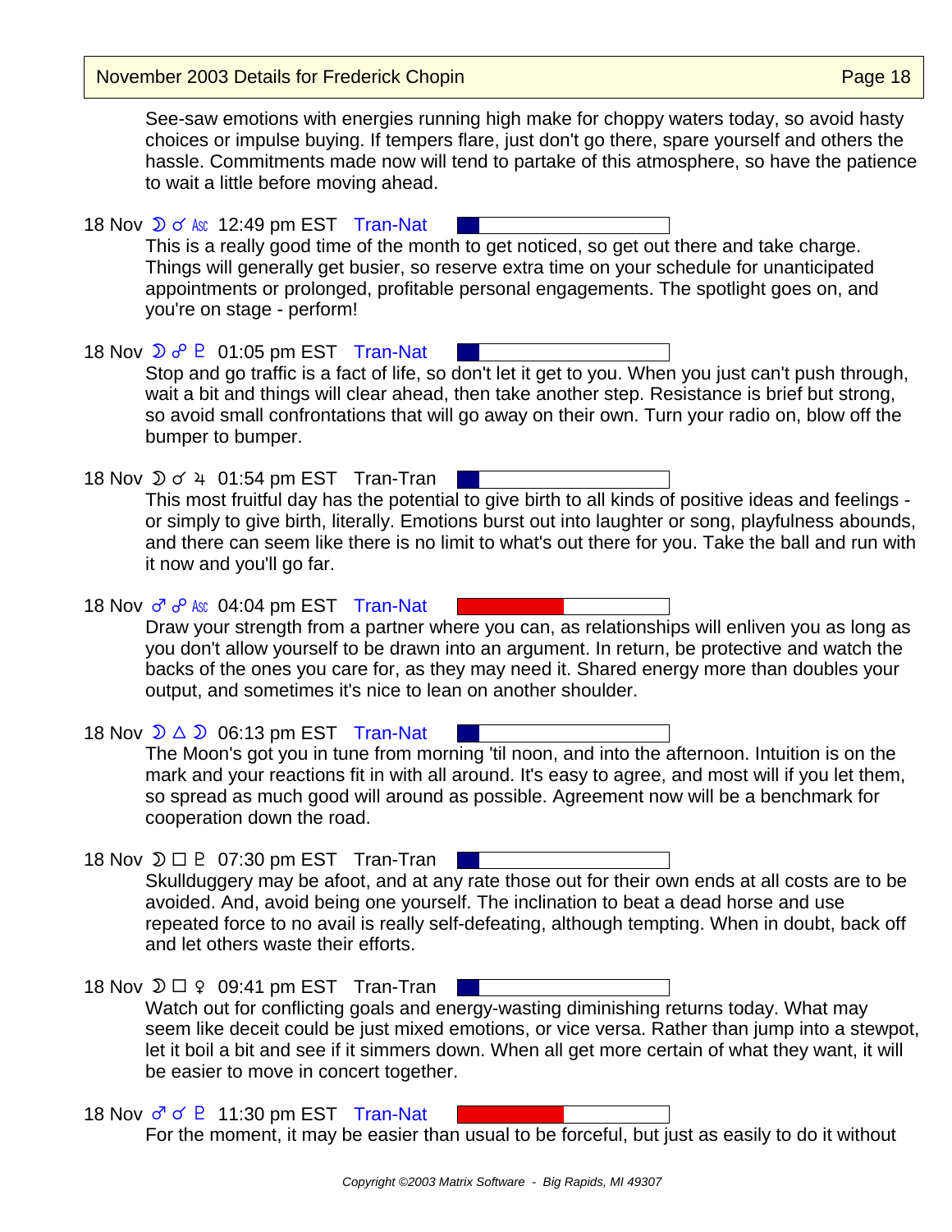See-saw emotions with energies running high make for choppy waters today, so avoid hasty choices or impulse buying. If tempers flare, just don't go there, spare yourself and others the hassle. Commitments made now will tend to partake of this atmosphere, so have the patience to wait a little before moving ahead.

18 Nov ☽ ☌ Asc 12:49 pm EST Tran-Nat

This is a really good time of the month to get noticed, so get out there and take charge. Things will generally get busier, so reserve extra time on your schedule for unanticipated appointments or prolonged, profitable personal engagements. The spotlight goes on, and you're on stage - perform!

18 Nov ☽ ☍ ♇ 01:05 pm EST Tran-Nat

Stop and go traffic is a fact of life, so don't let it get to you. When you just can't push through, wait a bit and things will clear ahead, then take another step. Resistance is brief but strong, so avoid small confrontations that will go away on their own. Turn your radio on, blow off the bumper to bumper.

18 Nov ☽ ☌ ♃ 01:54 pm EST Tran-Tran

This most fruitful day has the potential to give birth to all kinds of positive ideas and feelings - or simply to give birth, literally. Emotions burst out into laughter or song, playfulness abounds, and there can seem like there is no limit to what's out there for you. Take the ball and run with it now and you'll go far.

18 Nov ♂ ☍ Asc 04:04 pm EST Tran-Nat

Draw your strength from a partner where you can, as relationships will enliven you as long as you don't allow yourself to be drawn into an argument. In return, be protective and watch the backs of the ones you care for, as they may need it. Shared energy more than doubles your output, and sometimes it's nice to lean on another shoulder.

18 Nov ☽ △ ☽ 06:13 pm EST Tran-Nat

The Moon's got you in tune from morning 'til noon, and into the afternoon. Intuition is on the mark and your reactions fit in with all around. It's easy to agree, and most will if you let them, so spread as much good will around as possible. Agreement now will be a benchmark for cooperation down the road.

18 Nov ☽ □ ♇ 07:30 pm EST Tran-Tran

Skullduggery may be afoot, and at any rate those out for their own ends at all costs are to be avoided. And, avoid being one yourself. The inclination to beat a dead horse and use repeated force to no avail is really self-defeating, although tempting. When in doubt, back off and let others waste their efforts.

18 Nov ☽ □ ♀ 09:41 pm EST Tran-Tran

Watch out for conflicting goals and energy-wasting diminishing returns today. What may seem like deceit could be just mixed emotions, or vice versa. Rather than jump into a stewpot, let it boil a bit and see if it simmers down. When all get more certain of what they want, it will be easier to move in concert together.

18 Nov ♂ ☌ ♇ 11:30 pm EST Tran-Nat

For the moment, it may be easier than usual to be forceful, but just as easily to do it without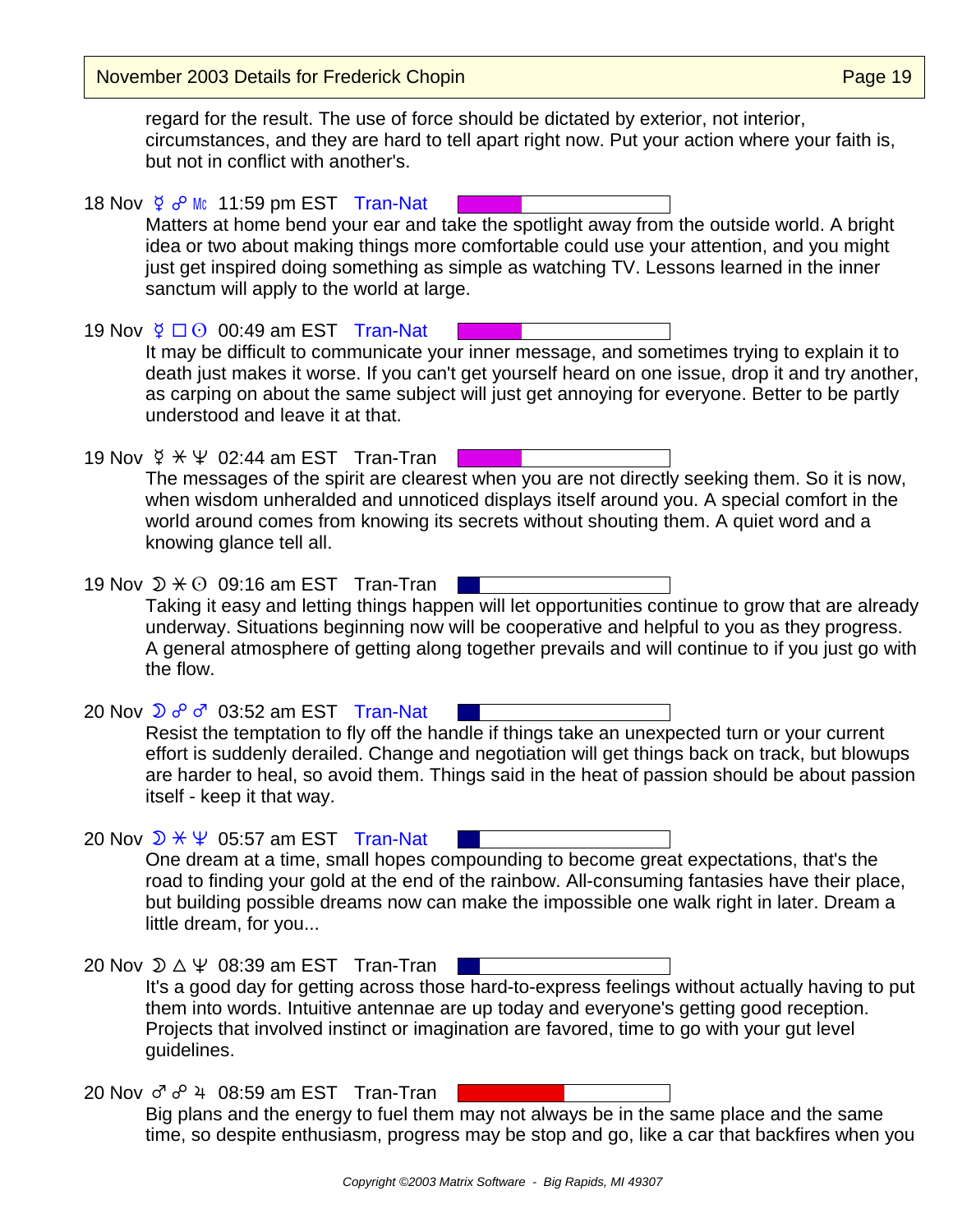regard for the result. The use of force should be dictated by exterior, not interior, circumstances, and they are hard to tell apart right now. Put your action where your faith is, but not in conflict with another's.

18 Nov ☿ ☍ Mc 11:59 pm EST Tran-Nat

Matters at home bend your ear and take the spotlight away from the outside world. A bright idea or two about making things more comfortable could use your attention, and you might just get inspired doing something as simple as watching TV. Lessons learned in the inner sanctum will apply to the world at large.

19 Nov ☿ □ ☉ 00:49 am EST Tran-Nat

It may be difficult to communicate your inner message, and sometimes trying to explain it to death just makes it worse. If you can't get yourself heard on one issue, drop it and try another, as carping on about the same subject will just get annoying for everyone. Better to be partly understood and leave it at that.

19 Nov ☿ ⚹ ♆ 02:44 am EST Tran-Tran

The messages of the spirit are clearest when you are not directly seeking them. So it is now, when wisdom unheralded and unnoticed displays itself around you. A special comfort in the world around comes from knowing its secrets without shouting them. A quiet word and a knowing glance tell all.

19 Nov ☽ ⚹ ☉ 09:16 am EST Tran-Tran

Taking it easy and letting things happen will let opportunities continue to grow that are already underway. Situations beginning now will be cooperative and helpful to you as they progress. A general atmosphere of getting along together prevails and will continue to if you just go with the flow.

20 Nov ☽ ☍ ♂ 03:52 am EST Tran-Nat

Resist the temptation to fly off the handle if things take an unexpected turn or your current effort is suddenly derailed. Change and negotiation will get things back on track, but blowups are harder to heal, so avoid them. Things said in the heat of passion should be about passion itself - keep it that way.

20 Nov ☽ ⚹ ♆ 05:57 am EST Tran-Nat

One dream at a time, small hopes compounding to become great expectations, that's the road to finding your gold at the end of the rainbow. All-consuming fantasies have their place, but building possible dreams now can make the impossible one walk right in later. Dream a little dream, for you...

20 Nov ☽ △ ♆ 08:39 am EST Tran-Tran

It's a good day for getting across those hard-to-express feelings without actually having to put them into words. Intuitive antennae are up today and everyone's getting good reception. Projects that involved instinct or imagination are favored, time to go with your gut level guidelines.

20 Nov ♂ ☍ ♃ 08:59 am EST Tran-Tran

Big plans and the energy to fuel them may not always be in the same place and the same time, so despite enthusiasm, progress may be stop and go, like a car that backfires when you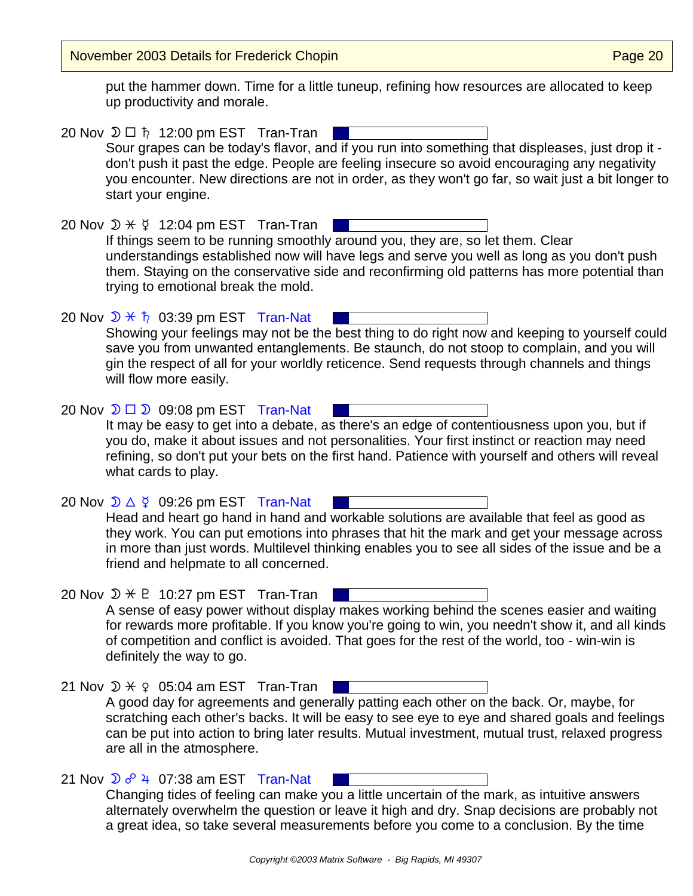put the hammer down. Time for a little tuneup, refining how resources are allocated to keep up productivity and morale.

20 Nov ☽ □ ♄ 12:00 pm EST Tran-Tran

Sour grapes can be today's flavor, and if you run into something that displeases, just drop it - don't push it past the edge. People are feeling insecure so avoid encouraging any negativity you encounter. New directions are not in order, as they won't go far, so wait just a bit longer to start your engine.

20 Nov ☽ ⚹ ☿ 12:04 pm EST Tran-Tran

If things seem to be running smoothly around you, they are, so let them. Clear understandings established now will have legs and serve you well as long as you don't push them. Staying on the conservative side and reconfirming old patterns has more potential than trying to emotional break the mold.

20 Nov ☽ ⚹ ♄ 03:39 pm EST Tran-Nat

Showing your feelings may not be the best thing to do right now and keeping to yourself could save you from unwanted entanglements. Be staunch, do not stoop to complain, and you will gin the respect of all for your worldly reticence. Send requests through channels and things will flow more easily.

20 Nov ☽ □ ☽ 09:08 pm EST Tran-Nat

It may be easy to get into a debate, as there's an edge of contentiousness upon you, but if you do, make it about issues and not personalities. Your first instinct or reaction may need refining, so don't put your bets on the first hand. Patience with yourself and others will reveal what cards to play.

20 Nov ☽ △ ☿ 09:26 pm EST Tran-Nat

Head and heart go hand in hand and workable solutions are available that feel as good as they work. You can put emotions into phrases that hit the mark and get your message across in more than just words. Multilevel thinking enables you to see all sides of the issue and be a friend and helpmate to all concerned.

20 Nov ☽ ⚹ ♇ 10:27 pm EST Tran-Tran

A sense of easy power without display makes working behind the scenes easier and waiting for rewards more profitable. If you know you're going to win, you needn't show it, and all kinds of competition and conflict is avoided. That goes for the rest of the world, too - win-win is definitely the way to go.

21 Nov ☽ ⚹ ♀ 05:04 am EST Tran-Tran

A good day for agreements and generally patting each other on the back. Or, maybe, for scratching each other's backs. It will be easy to see eye to eye and shared goals and feelings can be put into action to bring later results. Mutual investment, mutual trust, relaxed progress are all in the atmosphere.

21 Nov ☽ ☍ ♃ 07:38 am EST Tran-Nat

Changing tides of feeling can make you a little uncertain of the mark, as intuitive answers alternately overwhelm the question or leave it high and dry. Snap decisions are probably not a great idea, so take several measurements before you come to a conclusion. By the time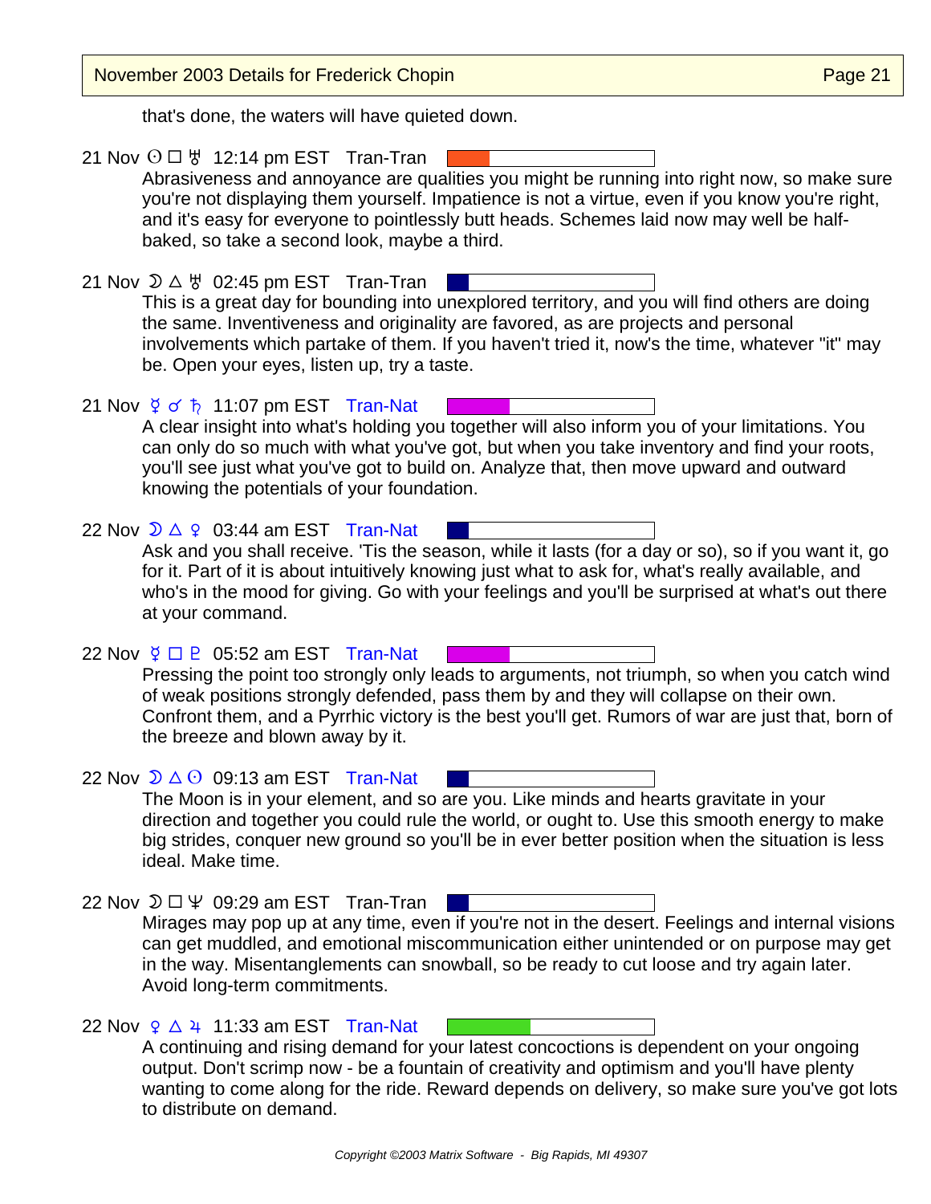that's done, the waters will have quieted down.

21 Nov ☉ □ ♅ 12:14 pm EST Tran-Tran

Abrasiveness and annoyance are qualities you might be running into right now, so make sure you're not displaying them yourself. Impatience is not a virtue, even if you know you're right, and it's easy for everyone to pointlessly butt heads. Schemes laid now may well be half-baked, so take a second look, maybe a third.

21 Nov ☽ △ ♅ 02:45 pm EST Tran-Tran

This is a great day for bounding into unexplored territory, and you will find others are doing the same. Inventiveness and originality are favored, as are projects and personal involvements which partake of them. If you haven't tried it, now's the time, whatever "it" may be. Open your eyes, listen up, try a taste.

21 Nov ☿ ☌ ♄ 11:07 pm EST Tran-Nat

A clear insight into what's holding you together will also inform you of your limitations. You can only do so much with what you've got, but when you take inventory and find your roots, you'll see just what you've got to build on. Analyze that, then move upward and outward knowing the potentials of your foundation.

22 Nov ☽ △ ♀ 03:44 am EST Tran-Nat

Ask and you shall receive. 'Tis the season, while it lasts (for a day or so), so if you want it, go for it. Part of it is about intuitively knowing just what to ask for, what's really available, and who's in the mood for giving. Go with your feelings and you'll be surprised at what's out there at your command.

22 Nov ☿ □ ♇ 05:52 am EST Tran-Nat

Pressing the point too strongly only leads to arguments, not triumph, so when you catch wind of weak positions strongly defended, pass them by and they will collapse on their own. Confront them, and a Pyrrhic victory is the best you'll get. Rumors of war are just that, born of the breeze and blown away by it.

22 Nov ☽ △ ☉ 09:13 am EST Tran-Nat

The Moon is in your element, and so are you. Like minds and hearts gravitate in your direction and together you could rule the world, or ought to. Use this smooth energy to make big strides, conquer new ground so you'll be in ever better position when the situation is less ideal. Make time.

22 Nov ☽ □ ♆ 09:29 am EST Tran-Tran

Mirages may pop up at any time, even if you're not in the desert. Feelings and internal visions can get muddled, and emotional miscommunication either unintended or on purpose may get in the way. Misentanglements can snowball, so be ready to cut loose and try again later. Avoid long-term commitments.

22 Nov ♀ △ ♃ 11:33 am EST Tran-Nat

A continuing and rising demand for your latest concoctions is dependent on your ongoing output. Don't scrimp now - be a fountain of creativity and optimism and you'll have plenty wanting to come along for the ride. Reward depends on delivery, so make sure you've got lots to distribute on demand.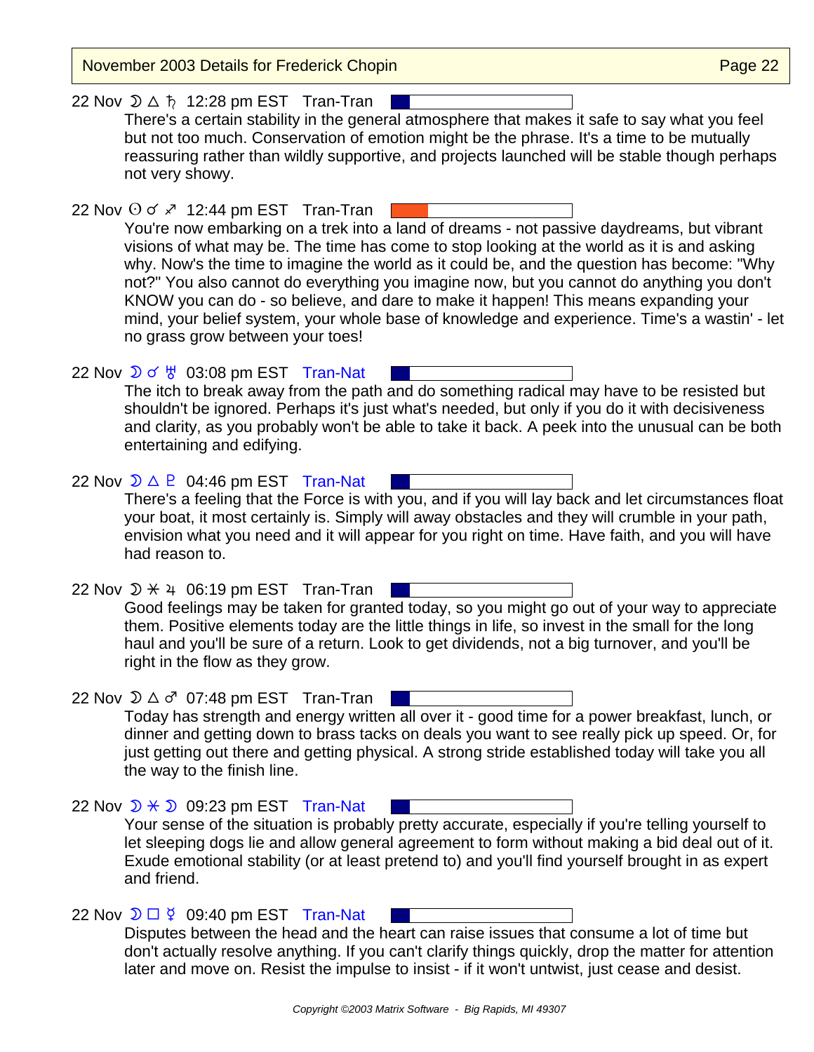22 Nov ☽ △ ♄ 12:28 pm EST Tran-Tran

There's a certain stability in the general atmosphere that makes it safe to say what you feel but not too much. Conservation of emotion might be the phrase. It's a time to be mutually reassuring rather than wildly supportive, and projects launched will be stable though perhaps not very showy.

22 Nov ☉ ☌ ♐ 12:44 pm EST Tran-Tran

You're now embarking on a trek into a land of dreams - not passive daydreams, but vibrant visions of what may be. The time has come to stop looking at the world as it is and asking why. Now's the time to imagine the world as it could be, and the question has become: "Why not?" You also cannot do everything you imagine now, but you cannot do anything you don't KNOW you can do - so believe, and dare to make it happen! This means expanding your mind, your belief system, your whole base of knowledge and experience. Time's a wastin' - let no grass grow between your toes!

22 Nov ☽ ☌ ♅ 03:08 pm EST Tran-Nat

The itch to break away from the path and do something radical may have to be resisted but shouldn't be ignored. Perhaps it's just what's needed, but only if you do it with decisiveness and clarity, as you probably won't be able to take it back. A peek into the unusual can be both entertaining and edifying.

22 Nov ☽ △ ♇ 04:46 pm EST Tran-Nat

There's a feeling that the Force is with you, and if you will lay back and let circumstances float your boat, it most certainly is. Simply will away obstacles and they will crumble in your path, envision what you need and it will appear for you right on time. Have faith, and you will have had reason to.

22 Nov ☽ ⚹ ♃ 06:19 pm EST Tran-Tran

Good feelings may be taken for granted today, so you might go out of your way to appreciate them. Positive elements today are the little things in life, so invest in the small for the long haul and you'll be sure of a return. Look to get dividends, not a big turnover, and you'll be right in the flow as they grow.

22 Nov ☽ △ ♂ 07:48 pm EST Tran-Tran

Today has strength and energy written all over it - good time for a power breakfast, lunch, or dinner and getting down to brass tacks on deals you want to see really pick up speed. Or, for just getting out there and getting physical. A strong stride established today will take you all the way to the finish line.

22 Nov ☽ ⚹ ☽ 09:23 pm EST Tran-Nat

Your sense of the situation is probably pretty accurate, especially if you're telling yourself to let sleeping dogs lie and allow general agreement to form without making a bid deal out of it. Exude emotional stability (or at least pretend to) and you'll find yourself brought in as expert and friend.

22 Nov ☽ □ ☿ 09:40 pm EST Tran-Nat

Disputes between the head and the heart can raise issues that consume a lot of time but don't actually resolve anything. If you can't clarify things quickly, drop the matter for attention later and move on. Resist the impulse to insist - if it won't untwist, just cease and desist.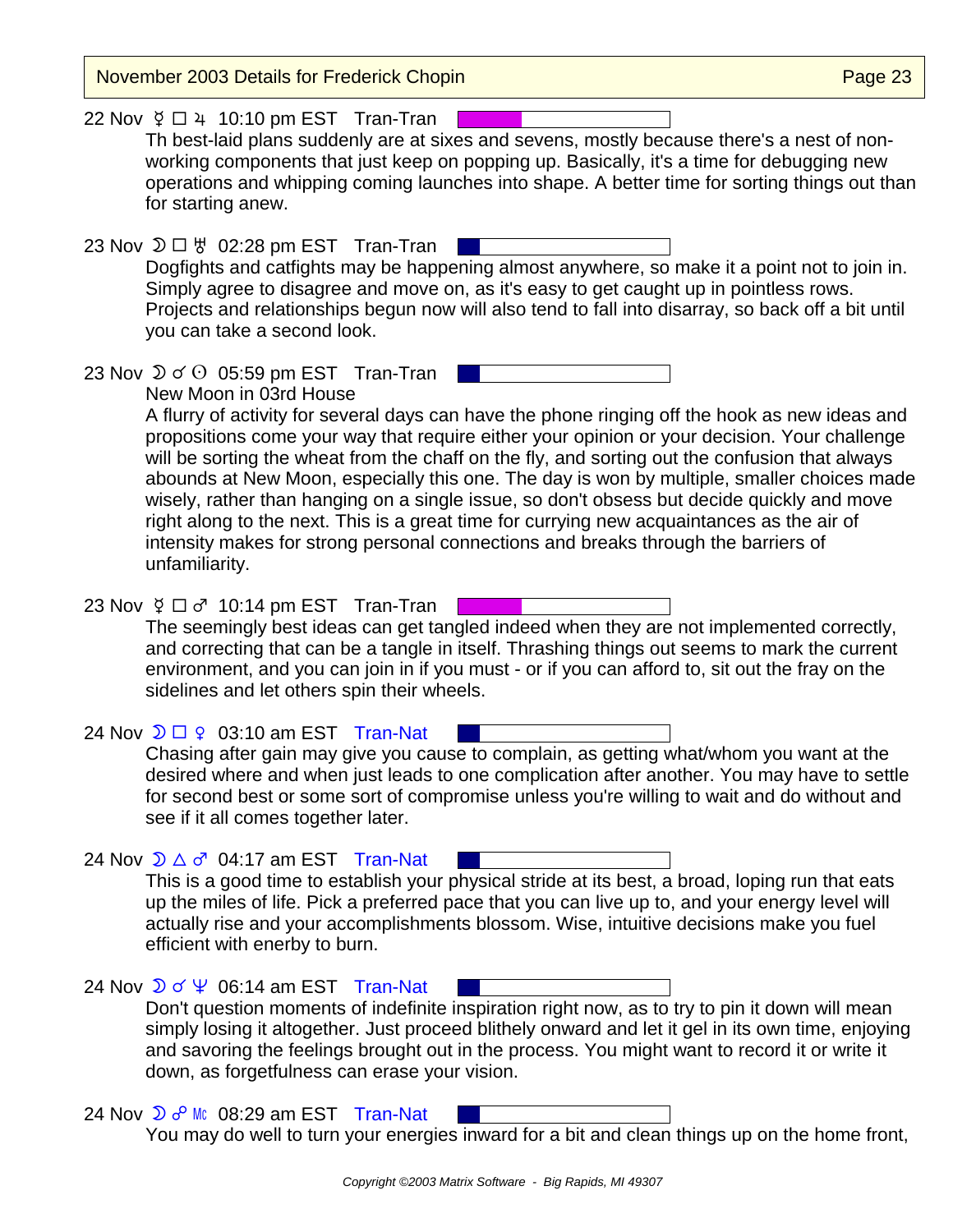22 Nov ☿ □ ♃ 10:10 pm EST Tran-Tran

Th best-laid plans suddenly are at sixes and sevens, mostly because there's a nest of non-working components that just keep on popping up. Basically, it's a time for debugging new operations and whipping coming launches into shape. A better time for sorting things out than for starting anew.

23 Nov ☽ □ ♅ 02:28 pm EST Tran-Tran

Dogfights and catfights may be happening almost anywhere, so make it a point not to join in. Simply agree to disagree and move on, as it's easy to get caught up in pointless rows. Projects and relationships begun now will also tend to fall into disarray, so back off a bit until you can take a second look.

23 Nov ☽ ☌ ☉ 05:59 pm EST Tran-Tran

New Moon in 03rd House

A flurry of activity for several days can have the phone ringing off the hook as new ideas and propositions come your way that require either your opinion or your decision. Your challenge will be sorting the wheat from the chaff on the fly, and sorting out the confusion that always abounds at New Moon, especially this one. The day is won by multiple, smaller choices made wisely, rather than hanging on a single issue, so don't obsess but decide quickly and move right along to the next. This is a great time for currying new acquaintances as the air of intensity makes for strong personal connections and breaks through the barriers of unfamiliarity.

23 Nov ☿ □ ♂ 10:14 pm EST Tran-Tran

The seemingly best ideas can get tangled indeed when they are not implemented correctly, and correcting that can be a tangle in itself. Thrashing things out seems to mark the current environment, and you can join in if you must - or if you can afford to, sit out the fray on the sidelines and let others spin their wheels.

24 Nov ☽ □ ♀ 03:10 am EST Tran-Nat

Chasing after gain may give you cause to complain, as getting what/whom you want at the desired where and when just leads to one complication after another. You may have to settle for second best or some sort of compromise unless you're willing to wait and do without and see if it all comes together later.

24 Nov ☽ △ ♂ 04:17 am EST Tran-Nat

This is a good time to establish your physical stride at its best, a broad, loping run that eats up the miles of life. Pick a preferred pace that you can live up to, and your energy level will actually rise and your accomplishments blossom. Wise, intuitive decisions make you fuel efficient with enerby to burn.

24 Nov ☽ ☌ ♆ 06:14 am EST Tran-Nat

Don't question moments of indefinite inspiration right now, as to try to pin it down will mean simply losing it altogether. Just proceed blithely onward and let it gel in its own time, enjoying and savoring the feelings brought out in the process. You might want to record it or write it down, as forgetfulness can erase your vision.

24 Nov ☽ ☍ Mc 08:29 am EST Tran-Nat

You may do well to turn your energies inward for a bit and clean things up on the home front,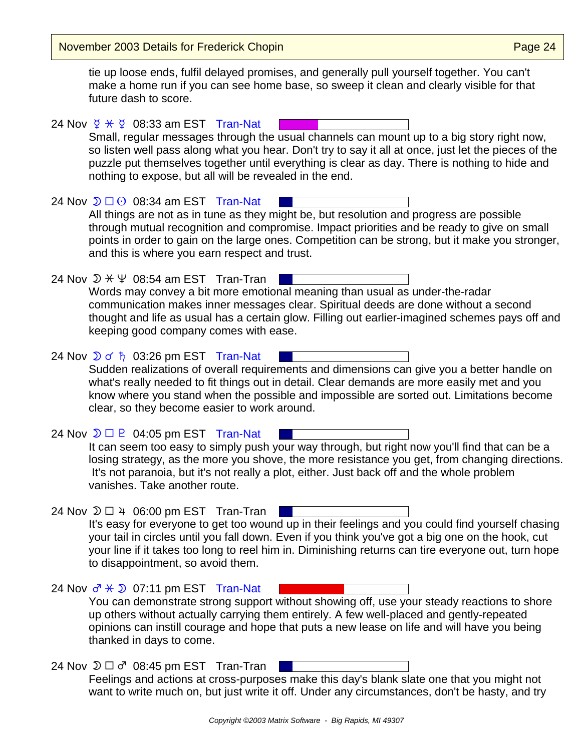tie up loose ends, fulfil delayed promises, and generally pull yourself together. You can't make a home run if you can see home base, so sweep it clean and clearly visible for that future dash to score.

24 Nov ☿ ⚹ ☿ 08:33 am EST Tran-Nat

Small, regular messages through the usual channels can mount up to a big story right now, so listen well pass along what you hear. Don't try to say it all at once, just let the pieces of the puzzle put themselves together until everything is clear as day. There is nothing to hide and nothing to expose, but all will be revealed in the end.

24 Nov ☽ □ ☉ 08:34 am EST Tran-Nat

All things are not as in tune as they might be, but resolution and progress are possible through mutual recognition and compromise. Impact priorities and be ready to give on small points in order to gain on the large ones. Competition can be strong, but it make you stronger, and this is where you earn respect and trust.

24 Nov ☽ ⚹ ♆ 08:54 am EST Tran-Tran

Words may convey a bit more emotional meaning than usual as under-the-radar communication makes inner messages clear. Spiritual deeds are done without a second thought and life as usual has a certain glow. Filling out earlier-imagined schemes pays off and keeping good company comes with ease.

24 Nov ☽ ☌ ♄ 03:26 pm EST Tran-Nat

Sudden realizations of overall requirements and dimensions can give you a better handle on what's really needed to fit things out in detail. Clear demands are more easily met and you know where you stand when the possible and impossible are sorted out. Limitations become clear, so they become easier to work around.

24 Nov ☽ □ ♇ 04:05 pm EST Tran-Nat

It can seem too easy to simply push your way through, but right now you'll find that can be a losing strategy, as the more you shove, the more resistance you get, from changing directions. It's not paranoia, but it's not really a plot, either. Just back off and the whole problem vanishes. Take another route.

24 Nov ☽ □ ♃ 06:00 pm EST Tran-Tran

It's easy for everyone to get too wound up in their feelings and you could find yourself chasing your tail in circles until you fall down. Even if you think you've got a big one on the hook, cut your line if it takes too long to reel him in. Diminishing returns can tire everyone out, turn hope to disappointment, so avoid them.

24 Nov ♂ ⚹ ☽ 07:11 pm EST Tran-Nat

You can demonstrate strong support without showing off, use your steady reactions to shore up others without actually carrying them entirely. A few well-placed and gently-repeated opinions can instill courage and hope that puts a new lease on life and will have you being thanked in days to come.

24 Nov ☽ □ ♂ 08:45 pm EST Tran-Tran

Feelings and actions at cross-purposes make this day's blank slate one that you might not want to write much on, but just write it off. Under any circumstances, don't be hasty, and try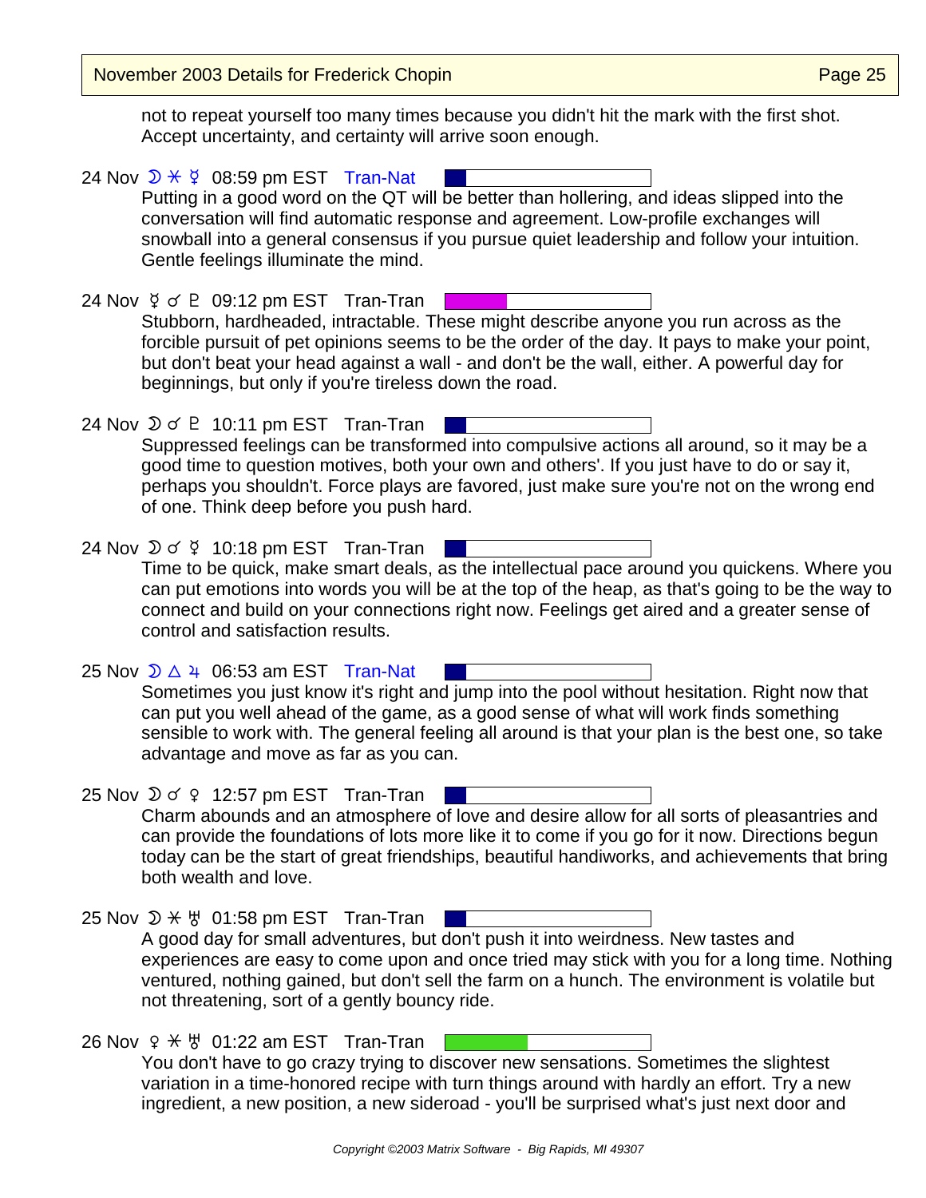not to repeat yourself too many times because you didn't hit the mark with the first shot. Accept uncertainty, and certainty will arrive soon enough.

24 Nov ☽ ⚹ ☿ 08:59 pm EST Tran-Nat

Putting in a good word on the QT will be better than hollering, and ideas slipped into the conversation will find automatic response and agreement. Low-profile exchanges will snowball into a general consensus if you pursue quiet leadership and follow your intuition. Gentle feelings illuminate the mind.

24 Nov ☿ ☌ ♇ 09:12 pm EST Tran-Tran

Stubborn, hardheaded, intractable. These might describe anyone you run across as the forcible pursuit of pet opinions seems to be the order of the day. It pays to make your point, but don't beat your head against a wall - and don't be the wall, either. A powerful day for beginnings, but only if you're tireless down the road.

24 Nov ☽ ☌ ♇ 10:11 pm EST Tran-Tran

Suppressed feelings can be transformed into compulsive actions all around, so it may be a good time to question motives, both your own and others'. If you just have to do or say it, perhaps you shouldn't. Force plays are favored, just make sure you're not on the wrong end of one. Think deep before you push hard.

24 Nov ☽ ☌ ☿ 10:18 pm EST Tran-Tran

Time to be quick, make smart deals, as the intellectual pace around you quickens. Where you can put emotions into words you will be at the top of the heap, as that's going to be the way to connect and build on your connections right now. Feelings get aired and a greater sense of control and satisfaction results.

25 Nov ☽ △ ♃ 06:53 am EST Tran-Nat

Sometimes you just know it's right and jump into the pool without hesitation. Right now that can put you well ahead of the game, as a good sense of what will work finds something sensible to work with. The general feeling all around is that your plan is the best one, so take advantage and move as far as you can.

25 Nov ☽ ☌ ♀ 12:57 pm EST Tran-Tran

Charm abounds and an atmosphere of love and desire allow for all sorts of pleasantries and can provide the foundations of lots more like it to come if you go for it now. Directions begun today can be the start of great friendships, beautiful handiworks, and achievements that bring both wealth and love.

25 Nov ☽ ⚹ ♅ 01:58 pm EST Tran-Tran

A good day for small adventures, but don't push it into weirdness. New tastes and experiences are easy to come upon and once tried may stick with you for a long time. Nothing ventured, nothing gained, but don't sell the farm on a hunch. The environment is volatile but not threatening, sort of a gently bouncy ride.

26 Nov ♀ ⚹ ♅ 01:22 am EST Tran-Tran

You don't have to go crazy trying to discover new sensations. Sometimes the slightest variation in a time-honored recipe with turn things around with hardly an effort. Try a new ingredient, a new position, a new sideroad - you'll be surprised what's just next door and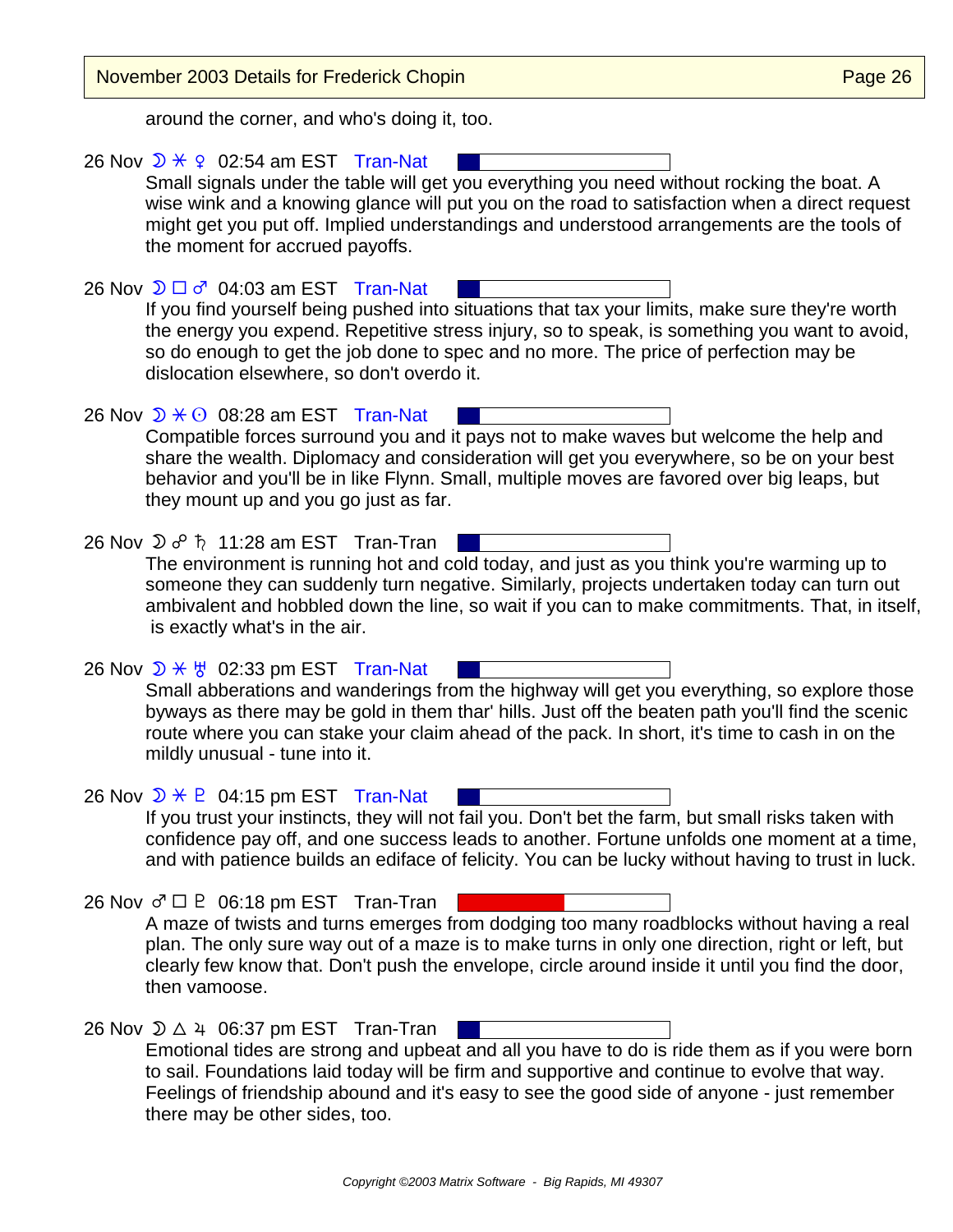around the corner, and who's doing it, too.

26 Nov ☽ ⚹ ♀ 02:54 am EST Tran-Nat

Small signals under the table will get you everything you need without rocking the boat. A wise wink and a knowing glance will put you on the road to satisfaction when a direct request might get you put off. Implied understandings and understood arrangements are the tools of the moment for accrued payoffs.

26 Nov ☽ □ ♂ 04:03 am EST Tran-Nat

If you find yourself being pushed into situations that tax your limits, make sure they're worth the energy you expend. Repetitive stress injury, so to speak, is something you want to avoid, so do enough to get the job done to spec and no more. The price of perfection may be dislocation elsewhere, so don't overdo it.

26 Nov ☽ ⚹ ☉ 08:28 am EST Tran-Nat

Compatible forces surround you and it pays not to make waves but welcome the help and share the wealth. Diplomacy and consideration will get you everywhere, so be on your best behavior and you'll be in like Flynn. Small, multiple moves are favored over big leaps, but they mount up and you go just as far.

26 Nov ☽ ☍ ♄ 11:28 am EST Tran-Tran

The environment is running hot and cold today, and just as you think you're warming up to someone they can suddenly turn negative. Similarly, projects undertaken today can turn out ambivalent and hobbled down the line, so wait if you can to make commitments. That, in itself, is exactly what's in the air.

26 Nov ☽ ⚹ ♅ 02:33 pm EST Tran-Nat

Small abberations and wanderings from the highway will get you everything, so explore those byways as there may be gold in them thar' hills. Just off the beaten path you'll find the scenic route where you can stake your claim ahead of the pack. In short, it's time to cash in on the mildly unusual - tune into it.

26 Nov ☽ ⚹ ♇ 04:15 pm EST Tran-Nat

If you trust your instincts, they will not fail you. Don't bet the farm, but small risks taken with confidence pay off, and one success leads to another. Fortune unfolds one moment at a time, and with patience builds an ediface of felicity. You can be lucky without having to trust in luck.

26 Nov ♂ □ ♇ 06:18 pm EST Tran-Tran

A maze of twists and turns emerges from dodging too many roadblocks without having a real plan. The only sure way out of a maze is to make turns in only one direction, right or left, but clearly few know that. Don't push the envelope, circle around inside it until you find the door, then vamoose.

26 Nov ☽ △ ♃ 06:37 pm EST Tran-Tran

Emotional tides are strong and upbeat and all you have to do is ride them as if you were born to sail. Foundations laid today will be firm and supportive and continue to evolve that way. Feelings of friendship abound and it's easy to see the good side of anyone - just remember there may be other sides, too.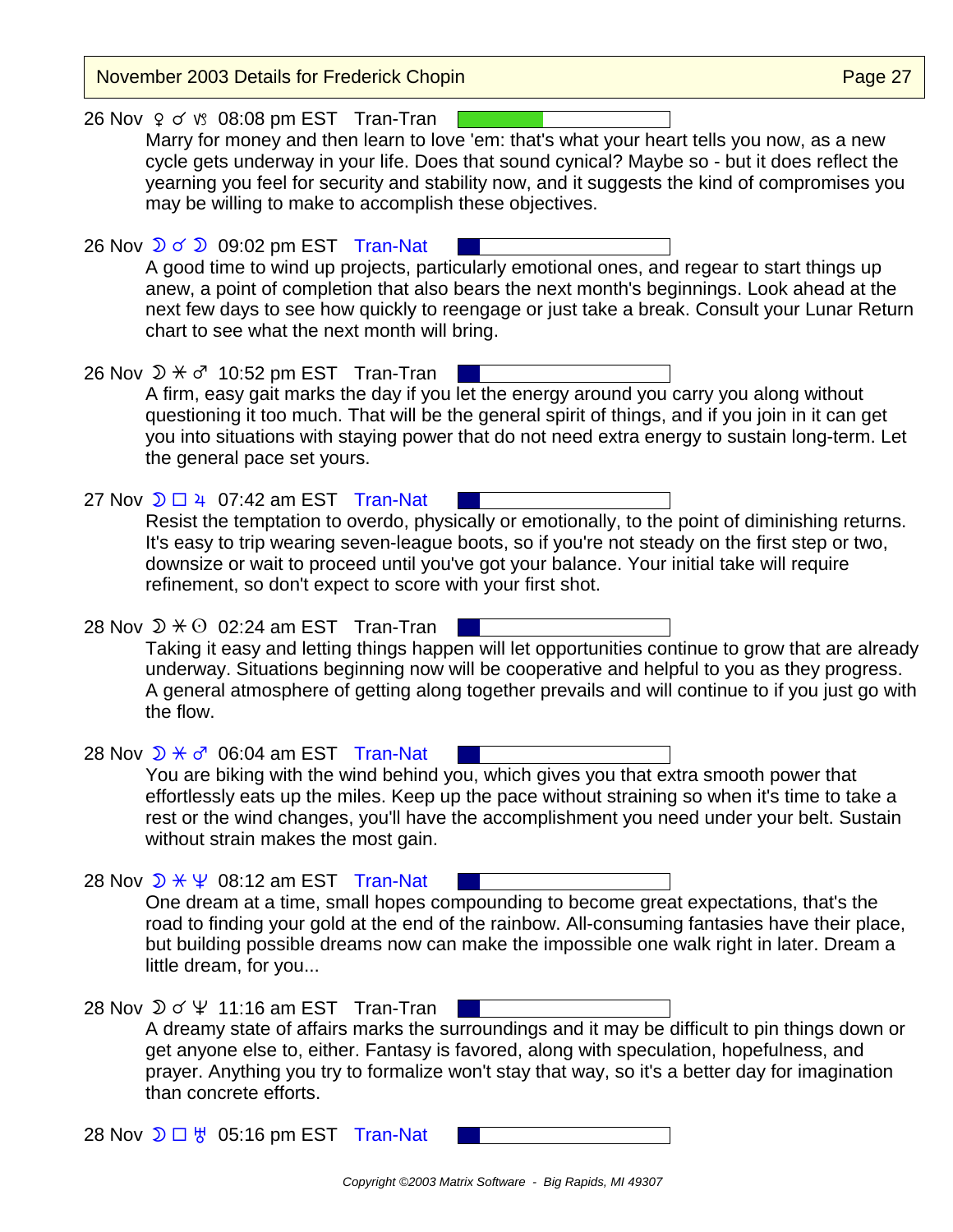26 Nov ♀ ☌ ♑ 08:08 pm EST Tran-Tran

Marry for money and then learn to love 'em: that's what your heart tells you now, as a new cycle gets underway in your life. Does that sound cynical? Maybe so - but it does reflect the yearning you feel for security and stability now, and it suggests the kind of compromises you may be willing to make to accomplish these objectives.

26 Nov ☽ ☌ ☽ 09:02 pm EST Tran-Nat

A good time to wind up projects, particularly emotional ones, and regear to start things up anew, a point of completion that also bears the next month's beginnings. Look ahead at the next few days to see how quickly to reengage or just take a break. Consult your Lunar Return chart to see what the next month will bring.

26 Nov ☽ ⚹ ♂ 10:52 pm EST Tran-Tran

A firm, easy gait marks the day if you let the energy around you carry you along without questioning it too much. That will be the general spirit of things, and if you join in it can get you into situations with staying power that do not need extra energy to sustain long-term. Let the general pace set yours.

27 Nov ☽ □ ♃ 07:42 am EST Tran-Nat

Resist the temptation to overdo, physically or emotionally, to the point of diminishing returns. It's easy to trip wearing seven-league boots, so if you're not steady on the first step or two, downsize or wait to proceed until you've got your balance. Your initial take will require refinement, so don't expect to score with your first shot.

28 Nov ☽ ⚹ ☉ 02:24 am EST Tran-Tran

Taking it easy and letting things happen will let opportunities continue to grow that are already underway. Situations beginning now will be cooperative and helpful to you as they progress. A general atmosphere of getting along together prevails and will continue to if you just go with the flow.

28 Nov ☽ ⚹ ♂ 06:04 am EST Tran-Nat

You are biking with the wind behind you, which gives you that extra smooth power that effortlessly eats up the miles. Keep up the pace without straining so when it's time to take a rest or the wind changes, you'll have the accomplishment you need under your belt. Sustain without strain makes the most gain.

28 Nov ☽ ⚹ ♆ 08:12 am EST Tran-Nat

One dream at a time, small hopes compounding to become great expectations, that's the road to finding your gold at the end of the rainbow. All-consuming fantasies have their place, but building possible dreams now can make the impossible one walk right in later. Dream a little dream, for you...

28 Nov ☽ ☌ ♆ 11:16 am EST Tran-Tran

A dreamy state of affairs marks the surroundings and it may be difficult to pin things down or get anyone else to, either. Fantasy is favored, along with speculation, hopefulness, and prayer. Anything you try to formalize won't stay that way, so it's a better day for imagination than concrete efforts.

28 Nov ☽ □ ♅ 05:16 pm EST Tran-Nat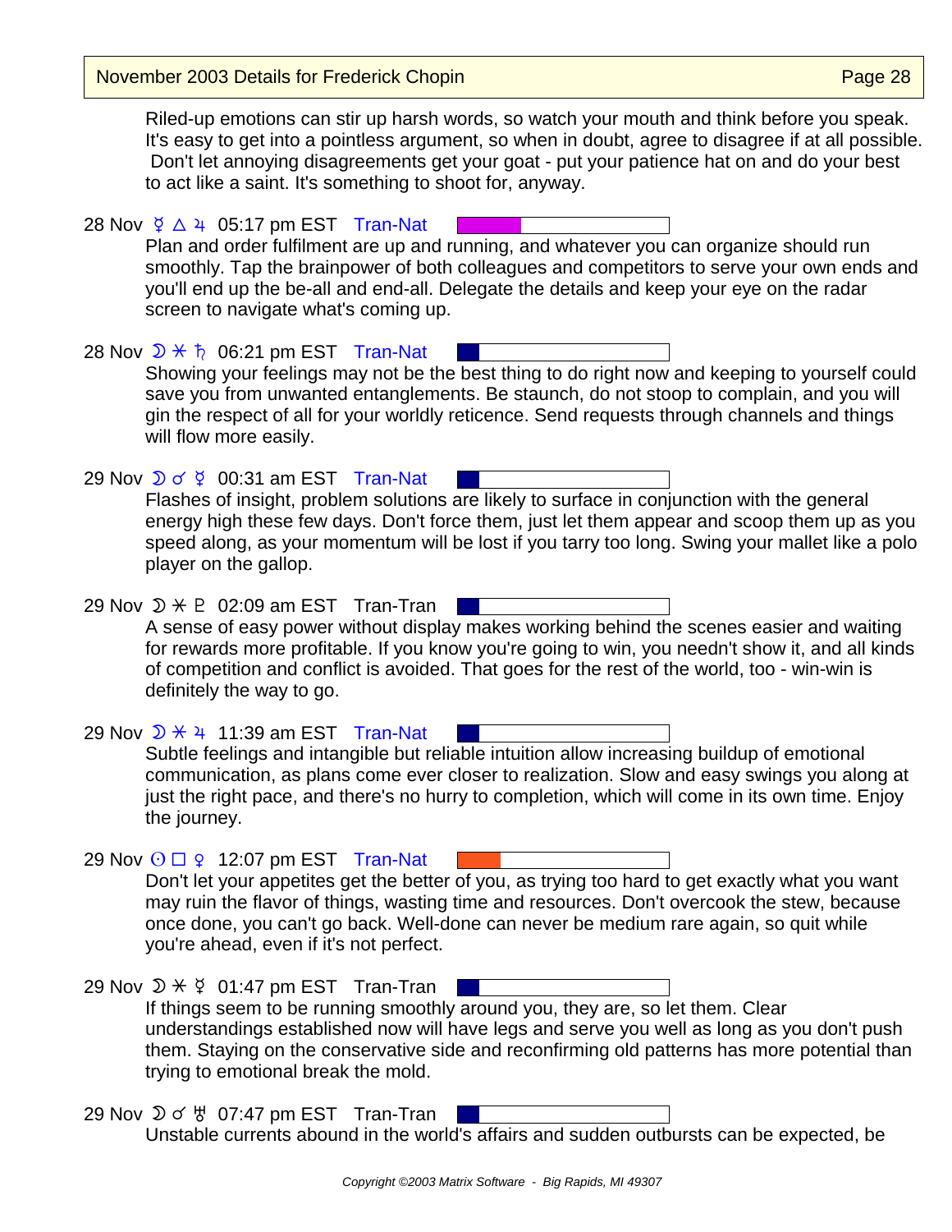Riled-up emotions can stir up harsh words, so watch your mouth and think before you speak. It's easy to get into a pointless argument, so when in doubt, agree to disagree if at all possible. Don't let annoying disagreements get your goat - put your patience hat on and do your best to act like a saint. It's something to shoot for, anyway.

28 Nov ☿ △ ♃ 05:17 pm EST Tran-Nat

Plan and order fulfilment are up and running, and whatever you can organize should run smoothly. Tap the brainpower of both colleagues and competitors to serve your own ends and you'll end up the be-all and end-all. Delegate the details and keep your eye on the radar screen to navigate what's coming up.

28 Nov ☽ ⚹ ♄ 06:21 pm EST Tran-Nat

Showing your feelings may not be the best thing to do right now and keeping to yourself could save you from unwanted entanglements. Be staunch, do not stoop to complain, and you will gin the respect of all for your worldly reticence. Send requests through channels and things will flow more easily.

29 Nov ☽ ☌ ☿ 00:31 am EST Tran-Nat

Flashes of insight, problem solutions are likely to surface in conjunction with the general energy high these few days. Don't force them, just let them appear and scoop them up as you speed along, as your momentum will be lost if you tarry too long. Swing your mallet like a polo player on the gallop.

29 Nov ☽ ⚹ ♇ 02:09 am EST Tran-Tran

A sense of easy power without display makes working behind the scenes easier and waiting for rewards more profitable. If you know you're going to win, you needn't show it, and all kinds of competition and conflict is avoided. That goes for the rest of the world, too - win-win is definitely the way to go.

29 Nov ☽ ⚹ ♃ 11:39 am EST Tran-Nat

Subtle feelings and intangible but reliable intuition allow increasing buildup of emotional communication, as plans come ever closer to realization. Slow and easy swings you along at just the right pace, and there's no hurry to completion, which will come in its own time. Enjoy the journey.

29 Nov ☉ □ ♀ 12:07 pm EST Tran-Nat

Don't let your appetites get the better of you, as trying too hard to get exactly what you want may ruin the flavor of things, wasting time and resources. Don't overcook the stew, because once done, you can't go back. Well-done can never be medium rare again, so quit while you're ahead, even if it's not perfect.

29 Nov ☽ ⚹ ☿ 01:47 pm EST Tran-Tran

If things seem to be running smoothly around you, they are, so let them. Clear understandings established now will have legs and serve you well as long as you don't push them. Staying on the conservative side and reconfirming old patterns has more potential than trying to emotional break the mold.

29 Nov ☽ ☌ ♅ 07:47 pm EST Tran-Tran

Unstable currents abound in the world's affairs and sudden outbursts can be expected, be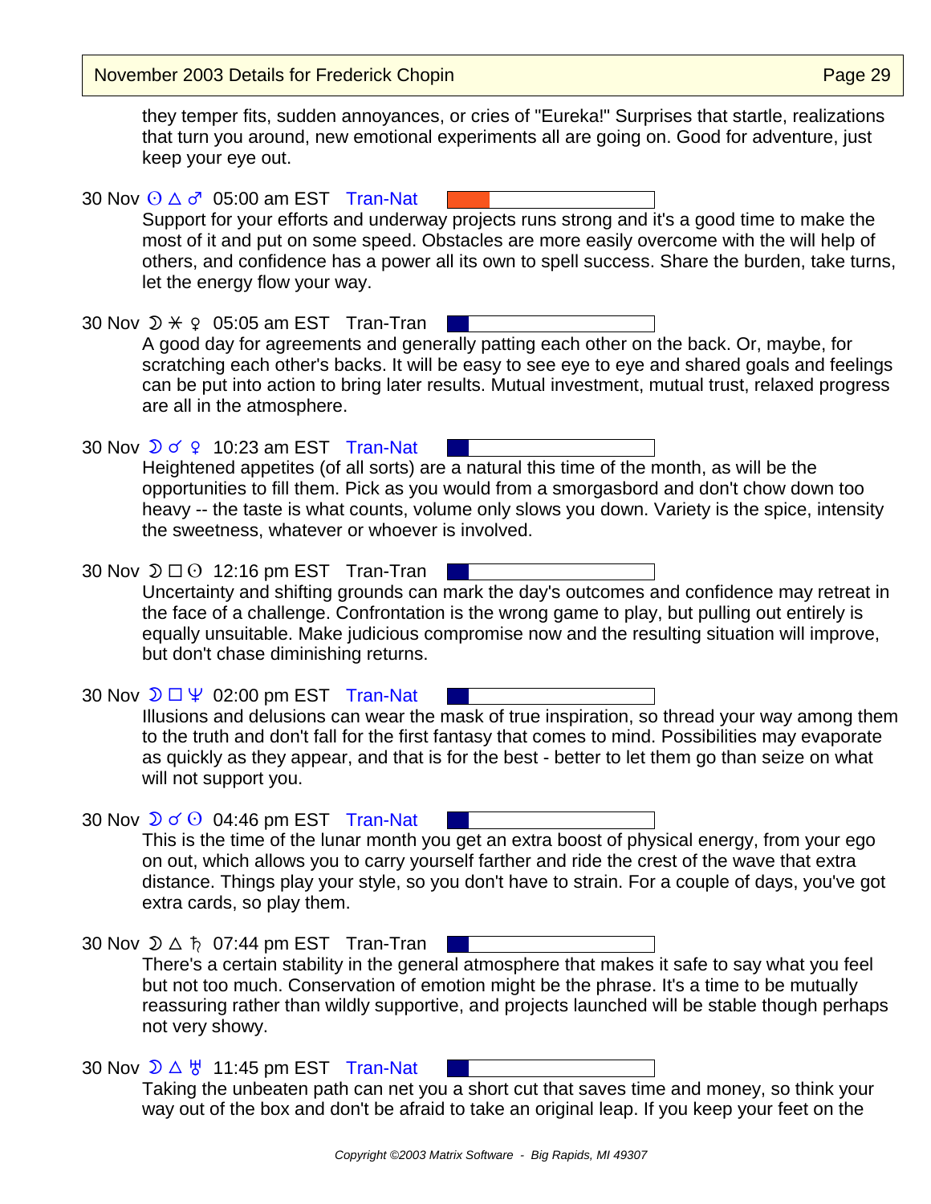they temper fits, sudden annoyances, or cries of "Eureka!" Surprises that startle, realizations that turn you around, new emotional experiments all are going on. Good for adventure, just keep your eye out.

30 Nov ☉ △ ♂ 05:00 am EST Tran-Nat

Support for your efforts and underway projects runs strong and it's a good time to make the most of it and put on some speed. Obstacles are more easily overcome with the will help of others, and confidence has a power all its own to spell success. Share the burden, take turns, let the energy flow your way.

30 Nov ☽ ⚹ ♀ 05:05 am EST Tran-Tran

A good day for agreements and generally patting each other on the back. Or, maybe, for scratching each other's backs. It will be easy to see eye to eye and shared goals and feelings can be put into action to bring later results. Mutual investment, mutual trust, relaxed progress are all in the atmosphere.

30 Nov ☽ ☌ ♀ 10:23 am EST Tran-Nat

Heightened appetites (of all sorts) are a natural this time of the month, as will be the opportunities to fill them. Pick as you would from a smorgasbord and don't chow down too heavy -- the taste is what counts, volume only slows you down. Variety is the spice, intensity the sweetness, whatever or whoever is involved.

30 Nov ☽ □ ☉ 12:16 pm EST Tran-Tran

Uncertainty and shifting grounds can mark the day's outcomes and confidence may retreat in the face of a challenge. Confrontation is the wrong game to play, but pulling out entirely is equally unsuitable. Make judicious compromise now and the resulting situation will improve, but don't chase diminishing returns.

30 Nov ☽ □ ♆ 02:00 pm EST Tran-Nat

Illusions and delusions can wear the mask of true inspiration, so thread your way among them to the truth and don't fall for the first fantasy that comes to mind. Possibilities may evaporate as quickly as they appear, and that is for the best - better to let them go than seize on what will not support you.

30 Nov ☽ ☌ ☉ 04:46 pm EST Tran-Nat

This is the time of the lunar month you get an extra boost of physical energy, from your ego on out, which allows you to carry yourself farther and ride the crest of the wave that extra distance. Things play your style, so you don't have to strain. For a couple of days, you've got extra cards, so play them.

30 Nov ☽ △ ♄ 07:44 pm EST Tran-Tran

There's a certain stability in the general atmosphere that makes it safe to say what you feel but not too much. Conservation of emotion might be the phrase. It's a time to be mutually reassuring rather than wildly supportive, and projects launched will be stable though perhaps not very showy.

30 Nov ☽ △ ♅ 11:45 pm EST Tran-Nat

Taking the unbeaten path can net you a short cut that saves time and money, so think your way out of the box and don't be afraid to take an original leap. If you keep your feet on the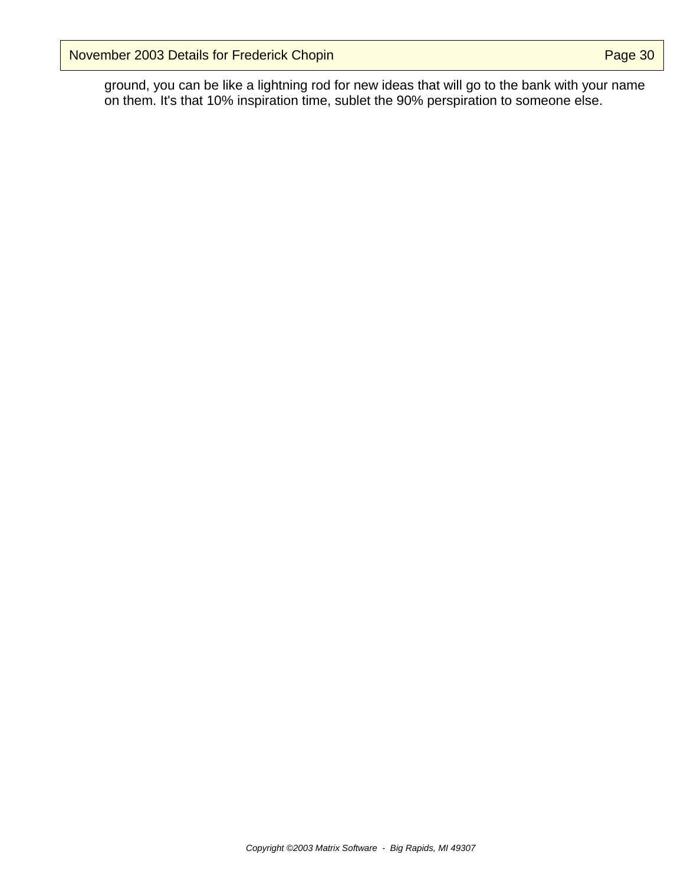ground, you can be like a lightning rod for new ideas that will go to the bank with your name on them. It's that 10% inspiration time, sublet the 90% perspiration to someone else.